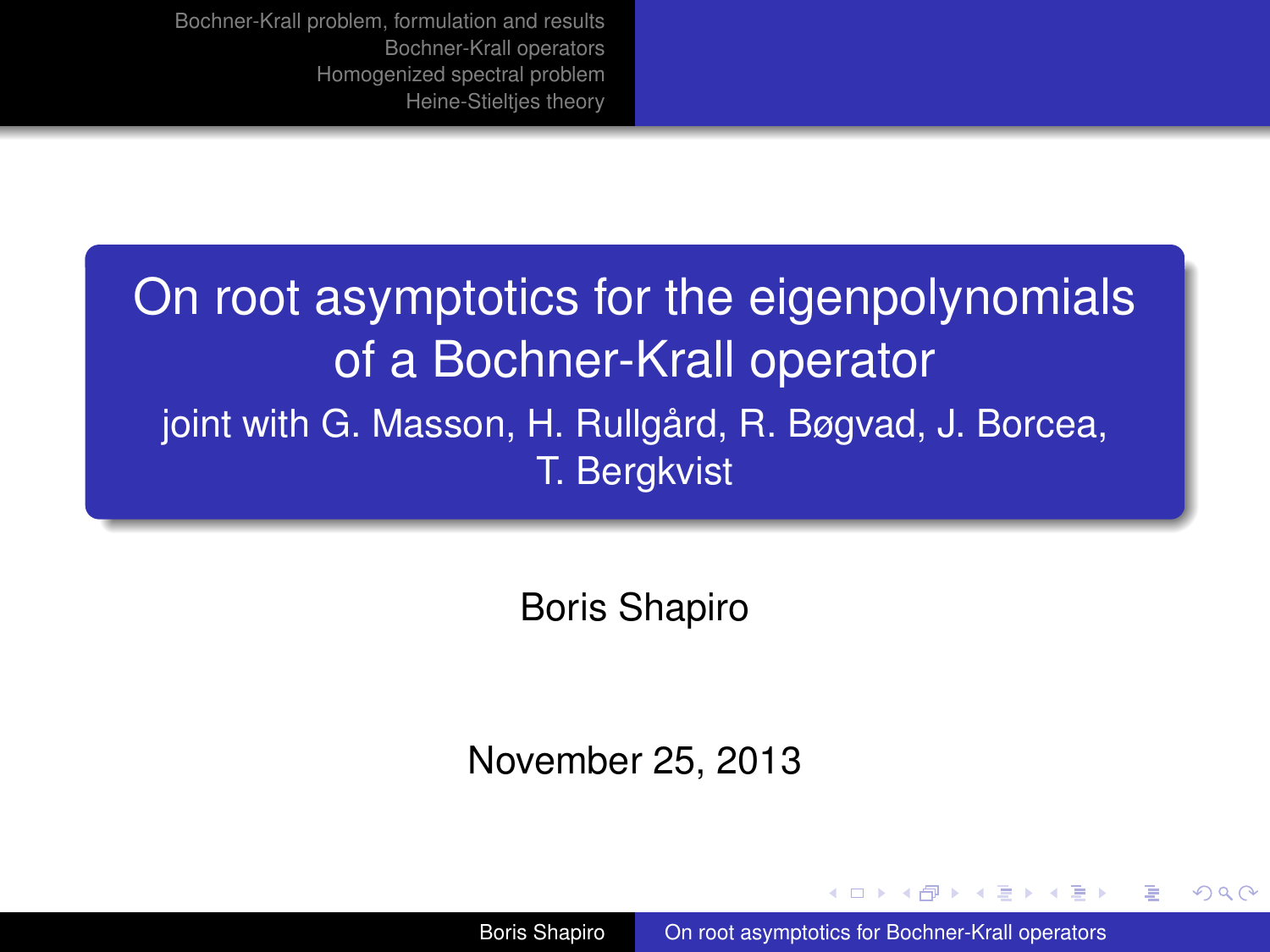# On root asymptotics for the eigenpolynomials of a Bochner-Krall operator

joint with G. Masson, H. Rullgård, R. Bøgvad, J. Borcea, T. Bergkvist

Boris Shapiro

November 25, 2013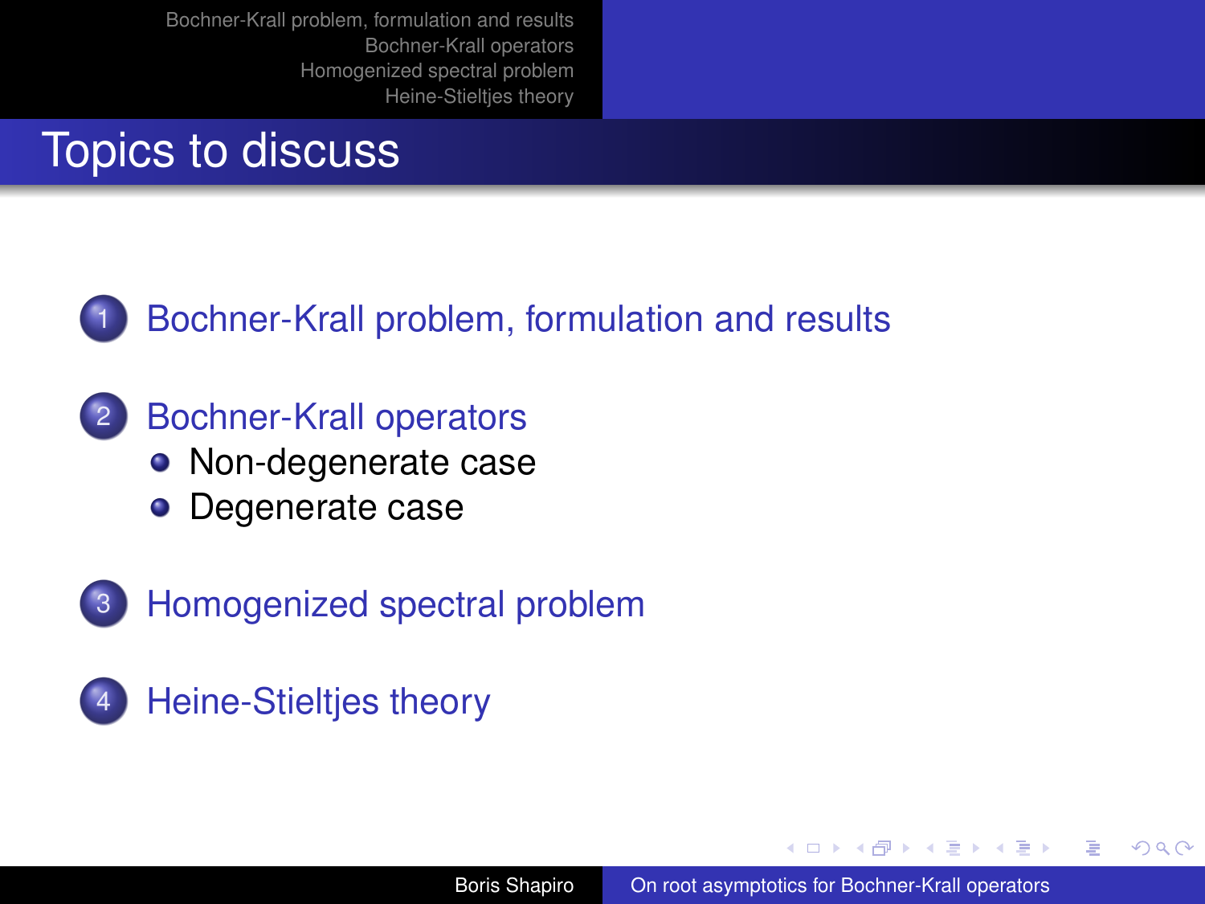# Topics to discuss

1. Bochner-Krall problem, formulation and results
2. Bochner-Krall operators
   - Non-degenerate case
   - Degenerate case
3. Homogenized spectral problem
4. Heine-Stieltjes theory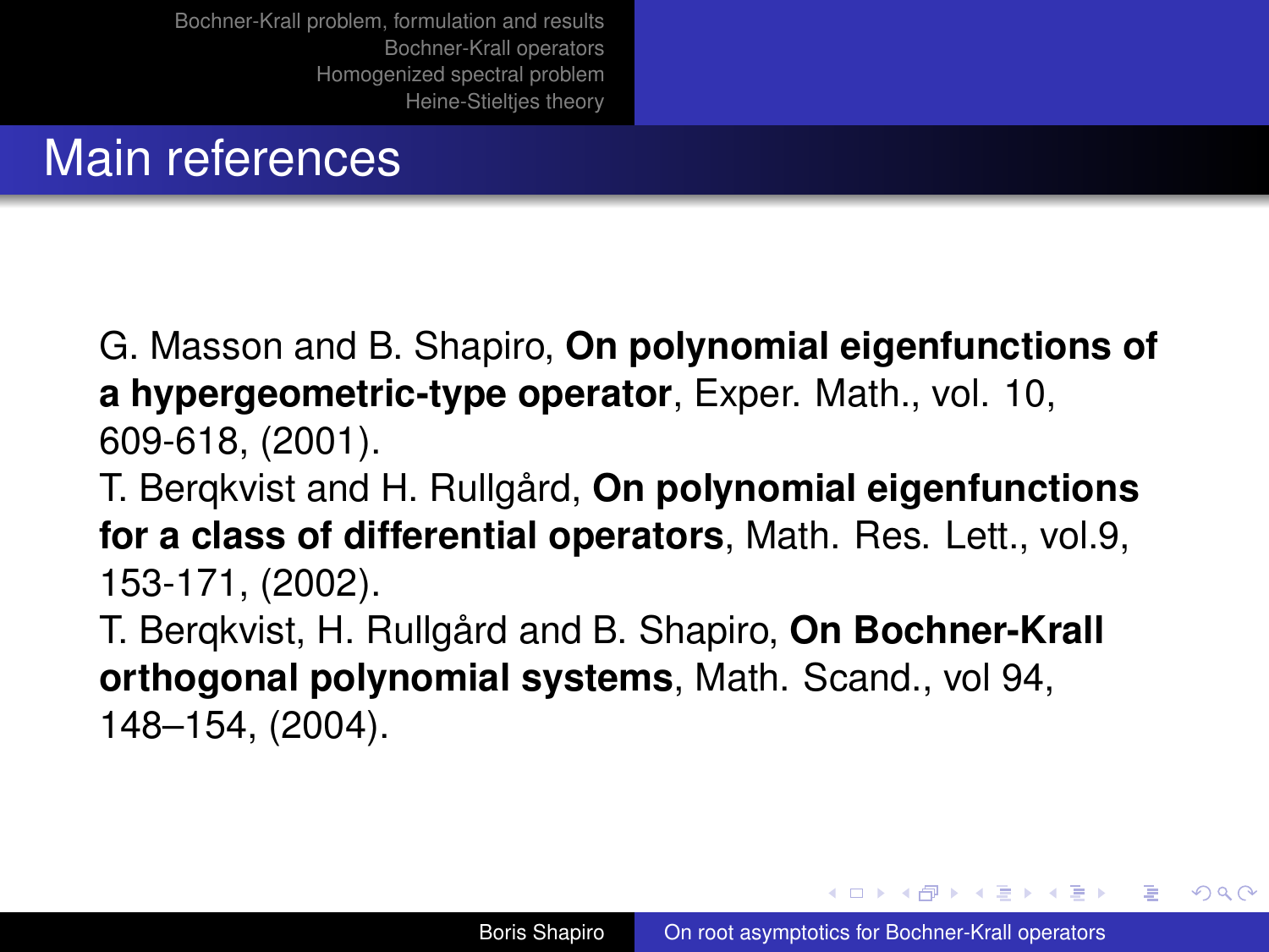# Main references

G. Masson and B. Shapiro, **On polynomial eigenfunctions of a hypergeometric-type operator**, Exper. Math., vol. 10, 609-618, (2001).

T. Berqkvist and H. Rullgård, **On polynomial eigenfunctions for a class of differential operators**, Math. Res. Lett., vol.9, 153-171, (2002).

T. Berqkvist, H. Rullgård and B. Shapiro, **On Bochner-Krall orthogonal polynomial systems**, Math. Scand., vol 94, 148–154, (2004).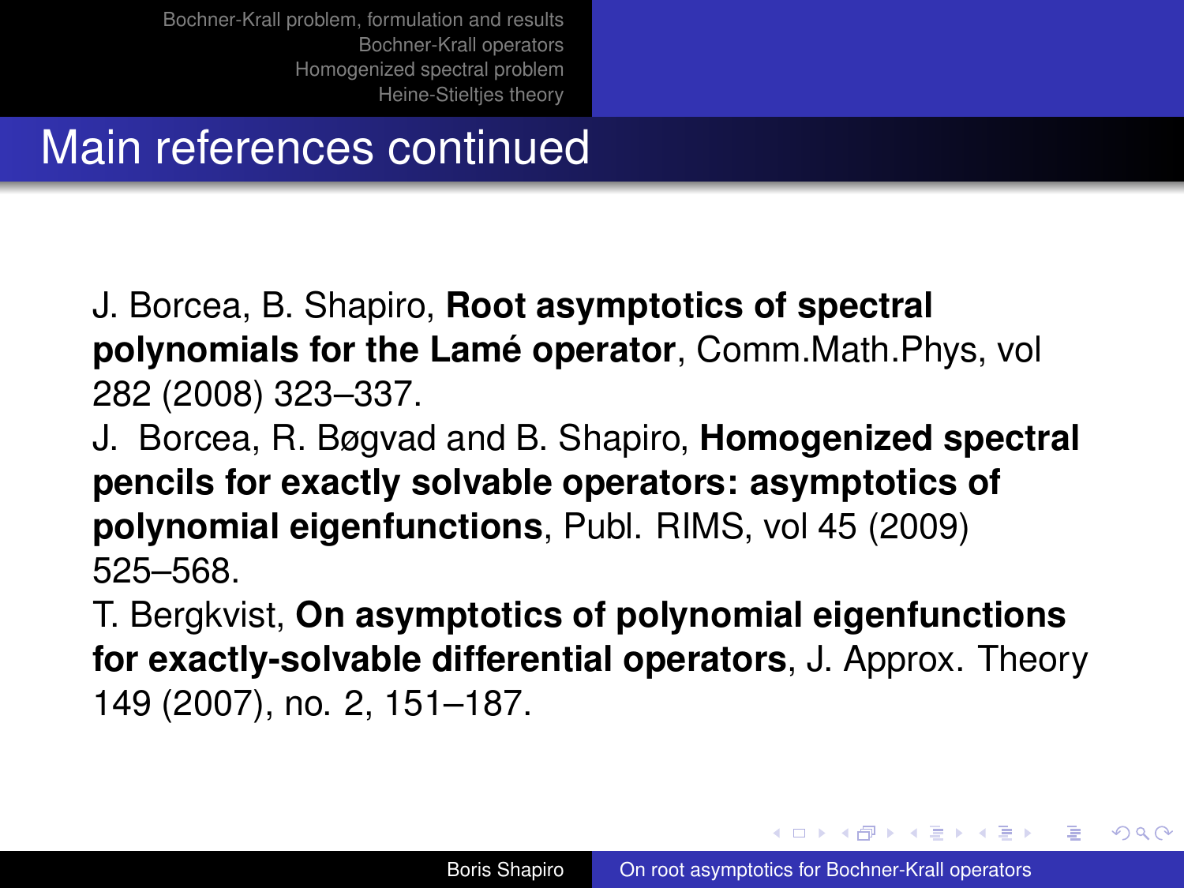## Main references continued

J. Borcea, B. Shapiro, **Root asymptotics of spectral polynomials for the Lamé operator**, Comm.Math.Phys, vol 282 (2008) 323–337.

J. Borcea, R. Bøgvad and B. Shapiro, **Homogenized spectral pencils for exactly solvable operators: asymptotics of polynomial eigenfunctions**, Publ. RIMS, vol 45 (2009) 525–568.

T. Bergkvist, **On asymptotics of polynomial eigenfunctions for exactly-solvable differential operators**, J. Approx. Theory 149 (2007), no. 2, 151–187.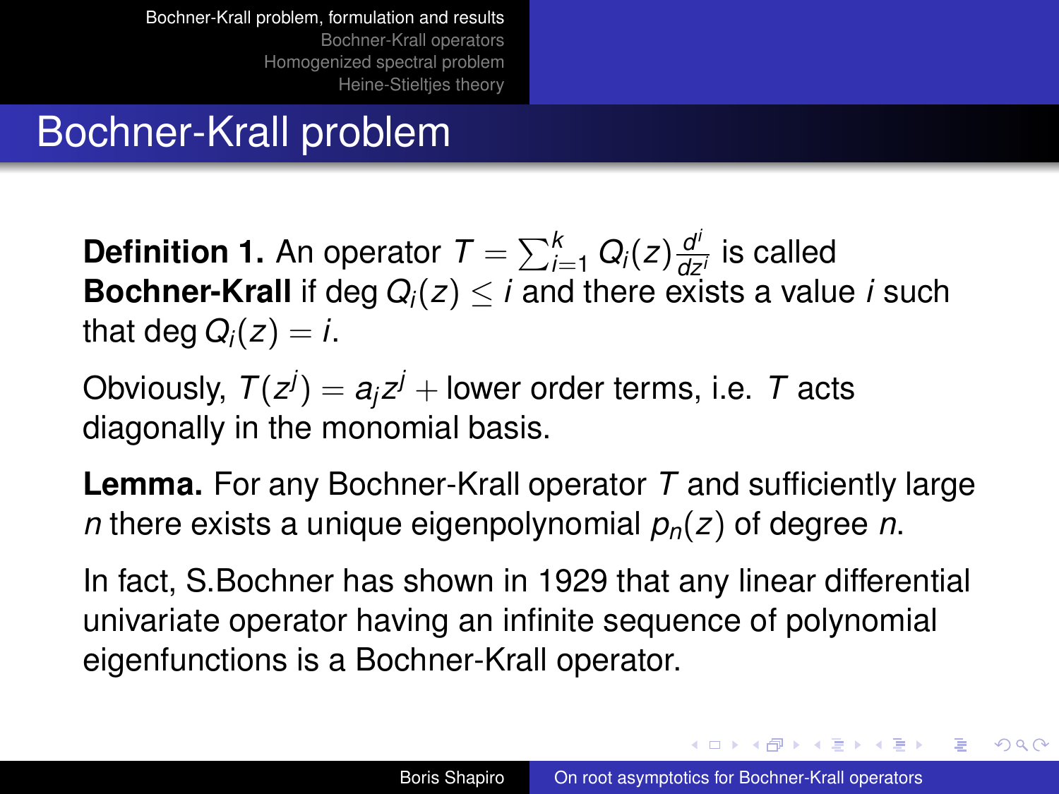# Bochner-Krall problem

**Definition 1.** An operator $T = \sum_{i=1}^{k} Q_i(z) \frac{d^i}{dz^i}$ is called **Bochner-Krall** if $\deg Q_i(z) \leq i$ and there exists a value $i$ such that $\deg Q_i(z) = i$.

Obviously, $T(z^j) = a_j z^j +$ lower order terms, i.e. $T$ acts diagonally in the monomial basis.

**Lemma.** For any Bochner-Krall operator $T$ and sufficiently large $n$ there exists a unique eigenpolynomial $p_n(z)$ of degree $n$.

In fact, S.Bochner has shown in 1929 that any linear differential univariate operator having an infinite sequence of polynomial eigenfunctions is a Bochner-Krall operator.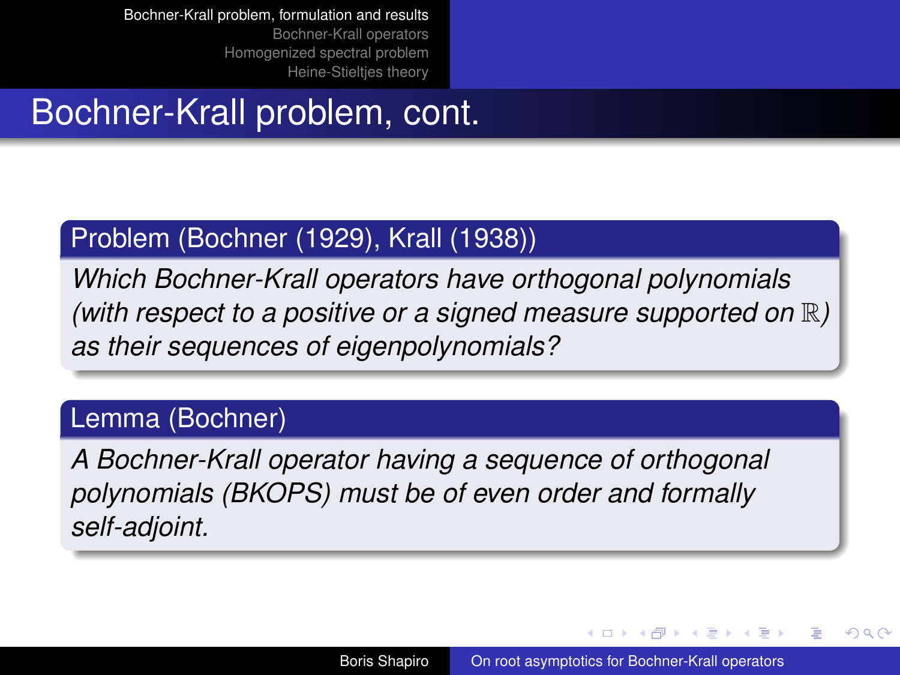# Bochner-Krall problem, cont.

**Problem (Bochner (1929), Krall (1938))**

*Which Bochner-Krall operators have orthogonal polynomials (with respect to a positive or a signed measure supported on $\mathbb{R}$) as their sequences of eigenpolynomials?*

**Lemma (Bochner)**

*A Bochner-Krall operator having a sequence of orthogonal polynomials (BKOPS) must be of even order and formally self-adjoint.*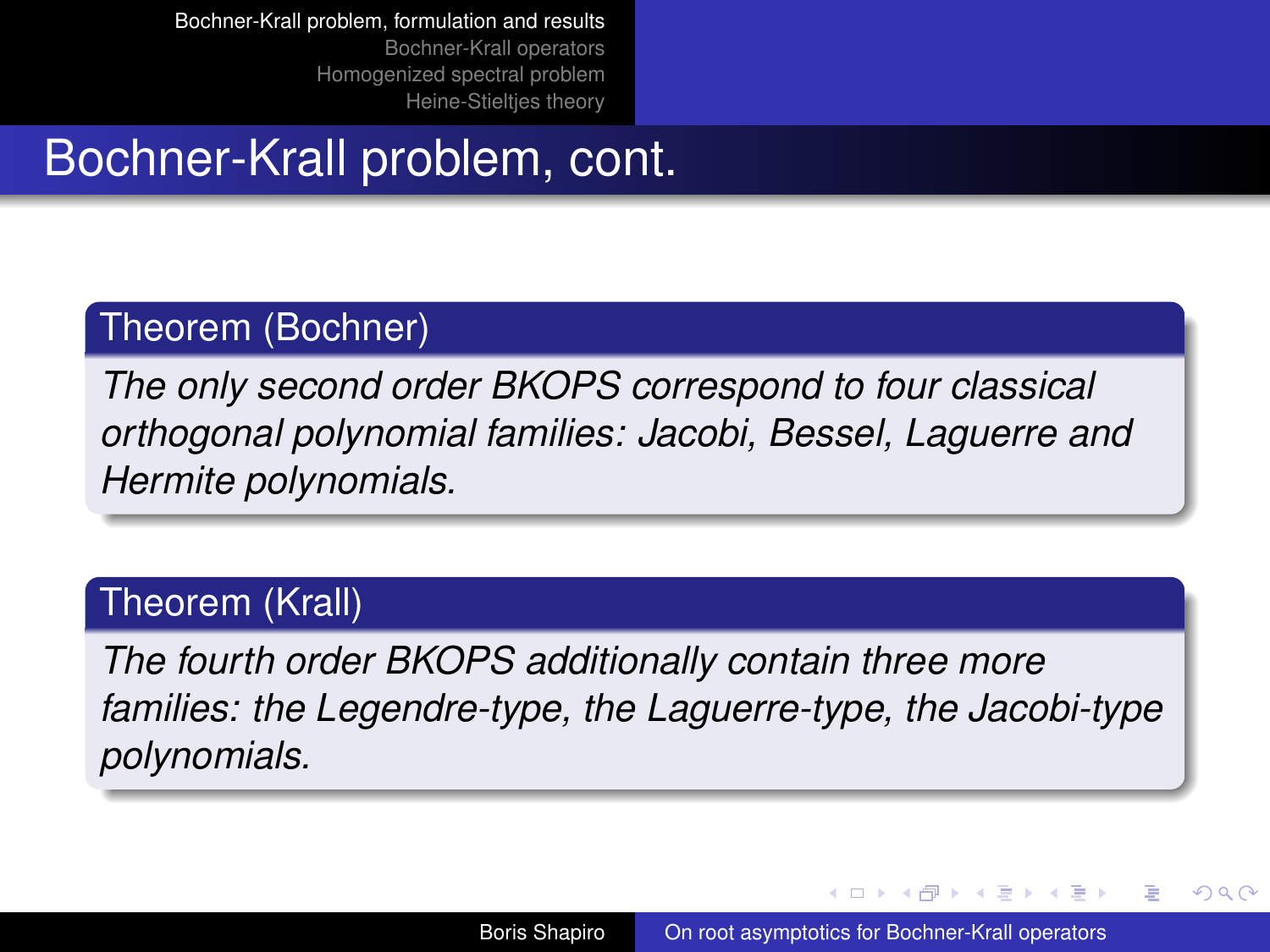## Bochner-Krall problem, cont.

**Theorem (Bochner)**

*The only second order BKOPS correspond to four classical orthogonal polynomial families: Jacobi, Bessel, Laguerre and Hermite polynomials.*

**Theorem (Krall)**

*The fourth order BKOPS additionally contain three more families: the Legendre-type, the Laguerre-type, the Jacobi-type polynomials.*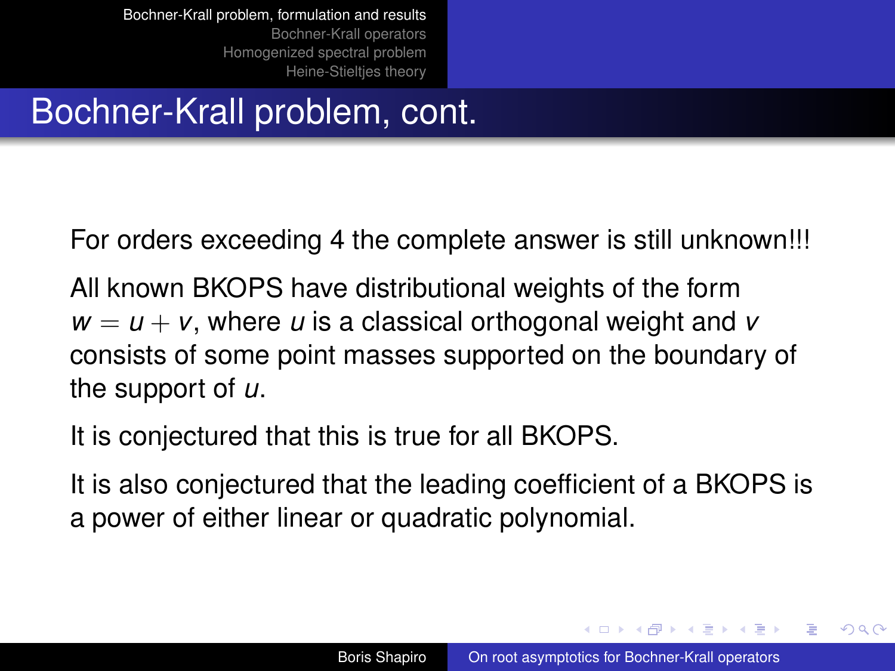# Bochner-Krall problem, cont.

For orders exceeding 4 the complete answer is still unknown!!!

All known BKOPS have distributional weights of the form $w = u + v$, where $u$ is a classical orthogonal weight and $v$ consists of some point masses supported on the boundary of the support of $u$.

It is conjectured that this is true for all BKOPS.

It is also conjectured that the leading coefficient of a BKOPS is a power of either linear or quadratic polynomial.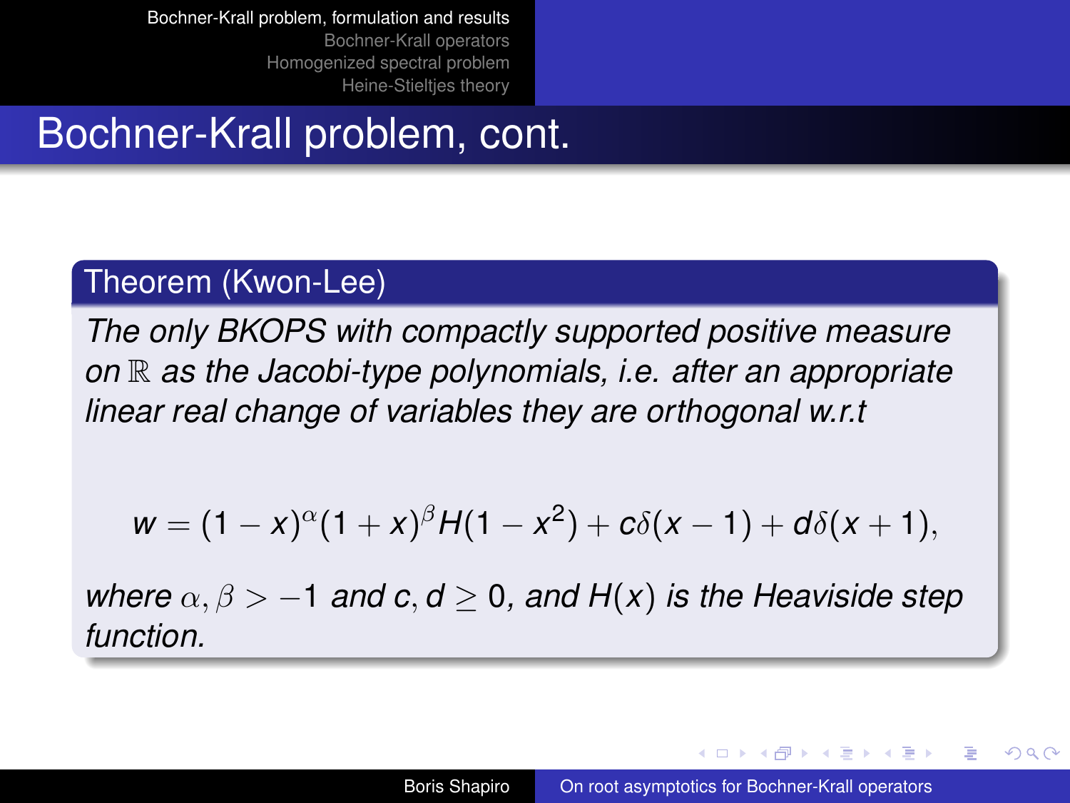# Bochner-Krall problem, cont.

**Theorem (Kwon-Lee)**

*The only BKOPS with compactly supported positive measure on $\mathbb{R}$ as the Jacobi-type polynomials, i.e. after an appropriate linear real change of variables they are orthogonal w.r.t*

$$w = (1-x)^{\alpha}(1+x)^{\beta}H(1-x^2) + c\delta(x-1) + d\delta(x+1),$$

*where $\alpha, \beta > -1$ and $c, d \geq 0$, and $H(x)$ is the Heaviside step function.*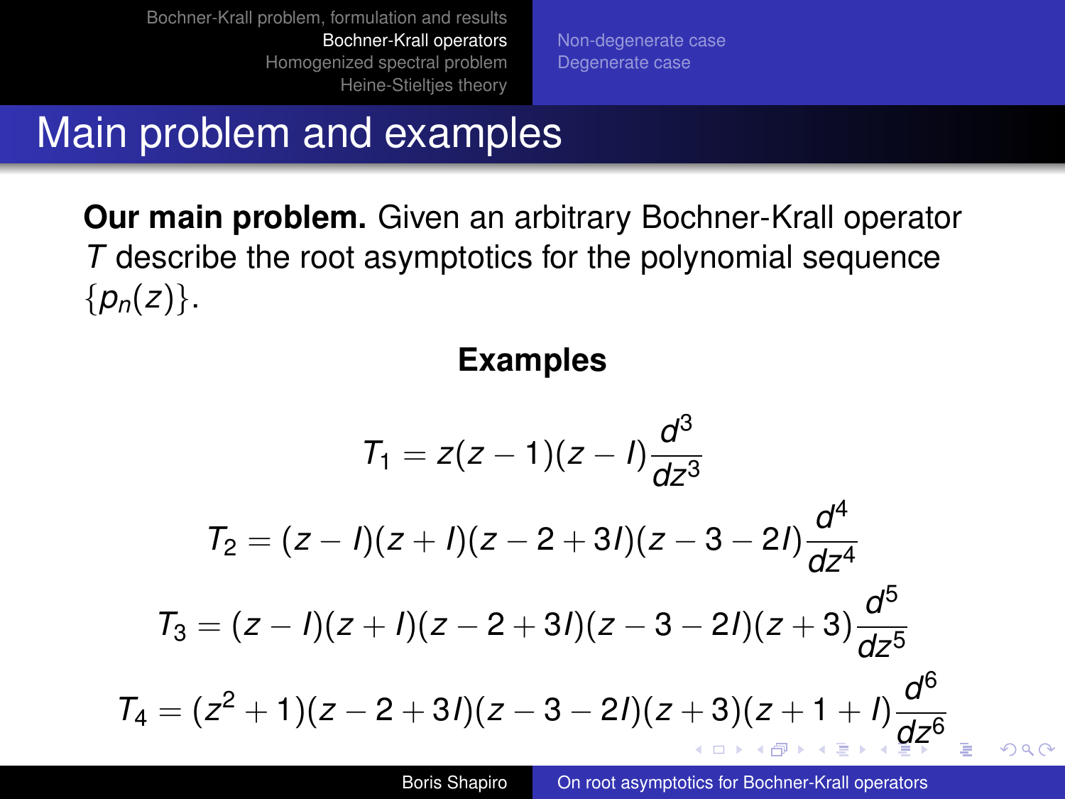## Main problem and examples

**Our main problem.** Given an arbitrary Bochner-Krall operator $T$ describe the root asymptotics for the polynomial sequence $\{p_n(z)\}$.

**Examples**

$$T_1 = z(z-1)(z-I)\frac{d^3}{dz^3}$$

$$T_2 = (z-I)(z+I)(z-2+3I)(z-3-2I)\frac{d^4}{dz^4}$$

$$T_3 = (z-I)(z+I)(z-2+3I)(z-3-2I)(z+3)\frac{d^5}{dz^5}$$

$$T_4 = (z^2+1)(z-2+3I)(z-3-2I)(z+3)(z+1+I)\frac{d^6}{dz^6}$$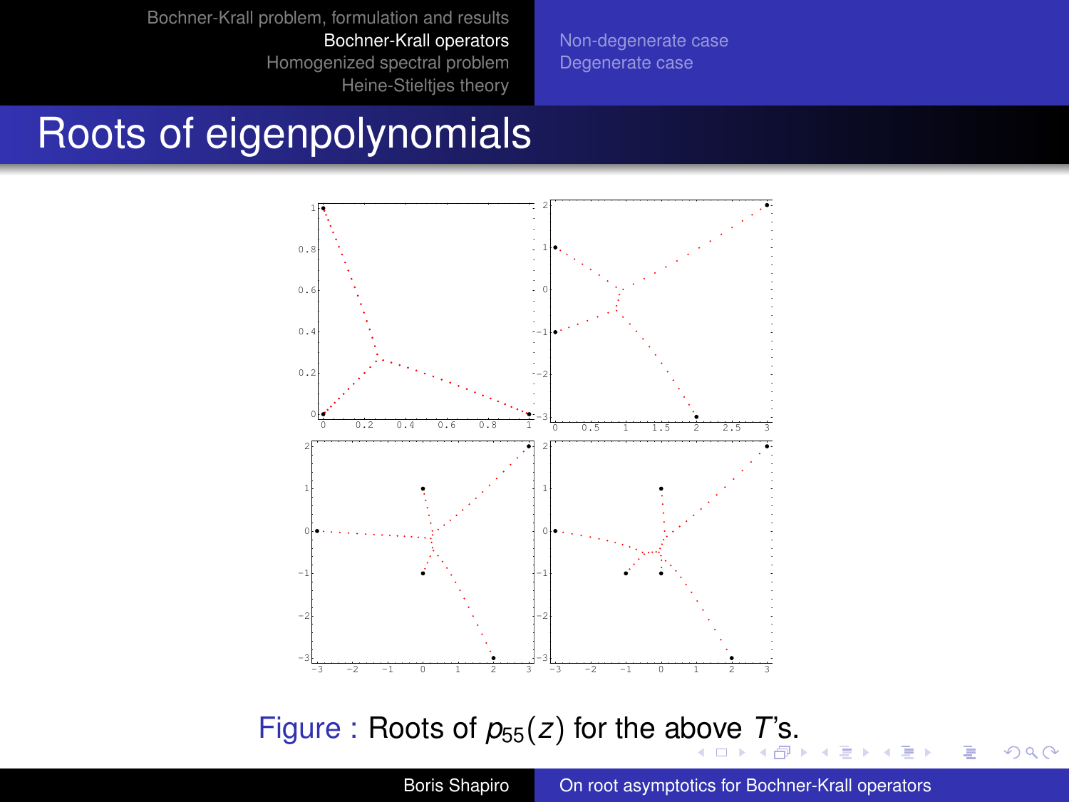# Roots of eigenpolynomials

Figure : Roots of $p_{55}(z)$ for the above $T$'s.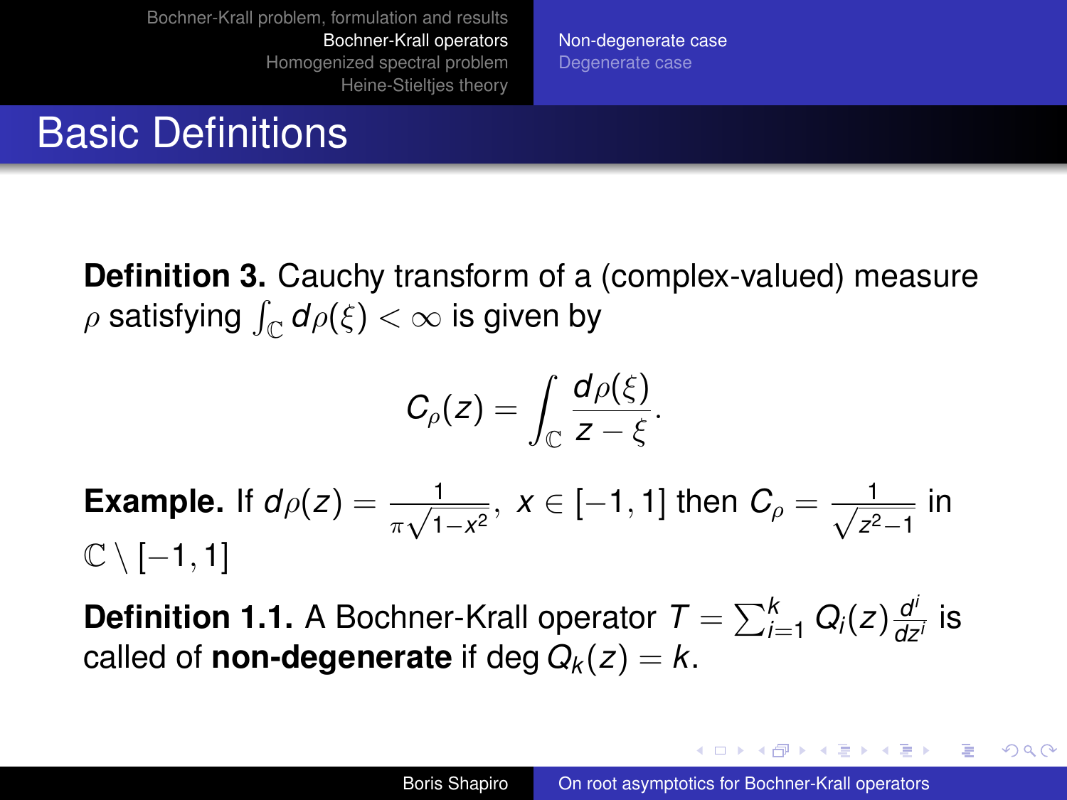# Basic Definitions

**Definition 3.** Cauchy transform of a (complex-valued) measure $\rho$ satisfying $\int_{\mathbb{C}} d\rho(\xi) < \infty$ is given by

$$C_\rho(z) = \int_{\mathbb{C}} \frac{d\rho(\xi)}{z - \xi}.$$

**Example.** If $d\rho(z) = \frac{1}{\pi\sqrt{1-x^2}}$, $x \in [-1, 1]$ then $C_\rho = \frac{1}{\sqrt{z^2-1}}$ in $\mathbb{C} \setminus [-1, 1]$

**Definition 1.1.** A Bochner-Krall operator $T = \sum_{i=1}^{k} Q_i(z) \frac{d^i}{dz^i}$ is called of **non-degenerate** if $\deg Q_k(z) = k$.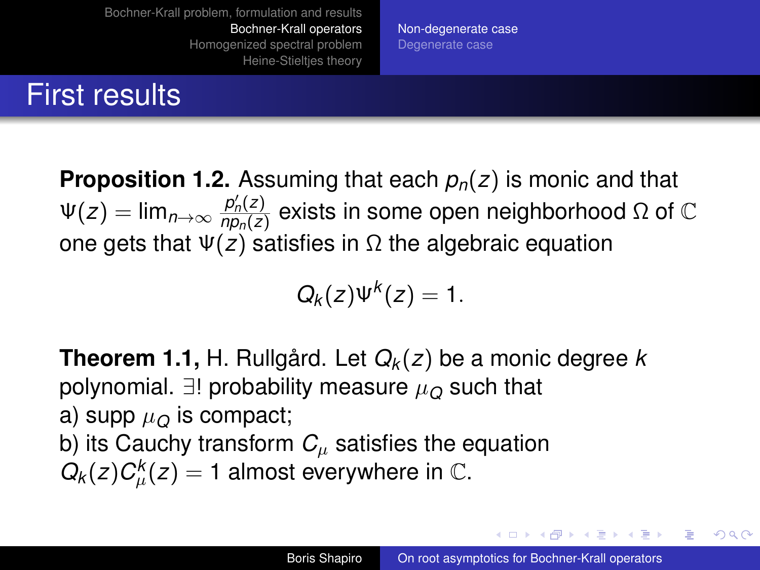# First results

**Proposition 1.2.** Assuming that each $p_n(z)$ is monic and that $\Psi(z) = \lim_{n\to\infty} \frac{p_n'(z)}{np_n(z)}$ exists in some open neighborhood $\Omega$ of $\mathbb{C}$ one gets that $\Psi(z)$ satisfies in $\Omega$ the algebraic equation

$$Q_k(z)\Psi^k(z) = 1.$$

**Theorem 1.1,** H. Rullgård. Let $Q_k(z)$ be a monic degree $k$ polynomial. $\exists!$ probability measure $\mu_Q$ such that
a) supp $\mu_Q$ is compact;
b) its Cauchy transform $C_\mu$ satisfies the equation $Q_k(z)C_\mu^k(z) = 1$ almost everywhere in $\mathbb{C}$.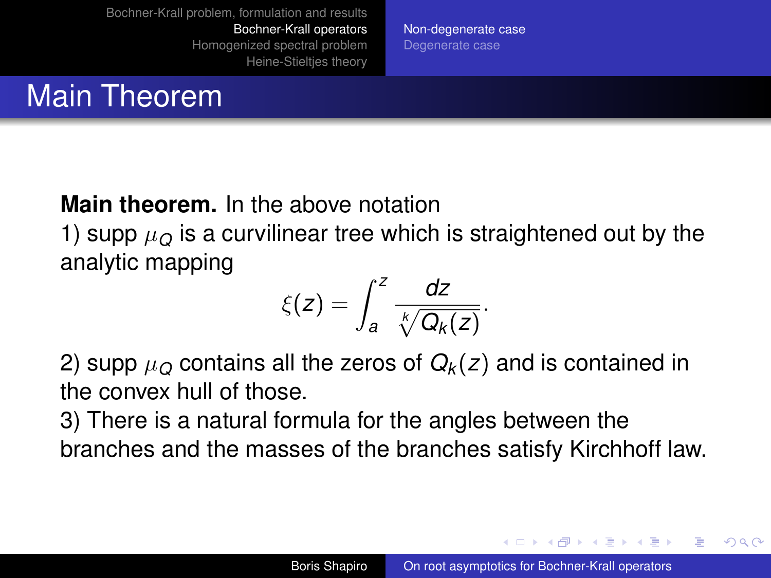# Main Theorem

**Main theorem.** In the above notation

1) supp $\mu_Q$ is a curvilinear tree which is straightened out by the analytic mapping

$$\xi(z) = \int_a^z \frac{dz}{\sqrt[k]{Q_k(z)}}.$$

2) supp $\mu_Q$ contains all the zeros of $Q_k(z)$ and is contained in the convex hull of those.

3) There is a natural formula for the angles between the branches and the masses of the branches satisfy Kirchhoff law.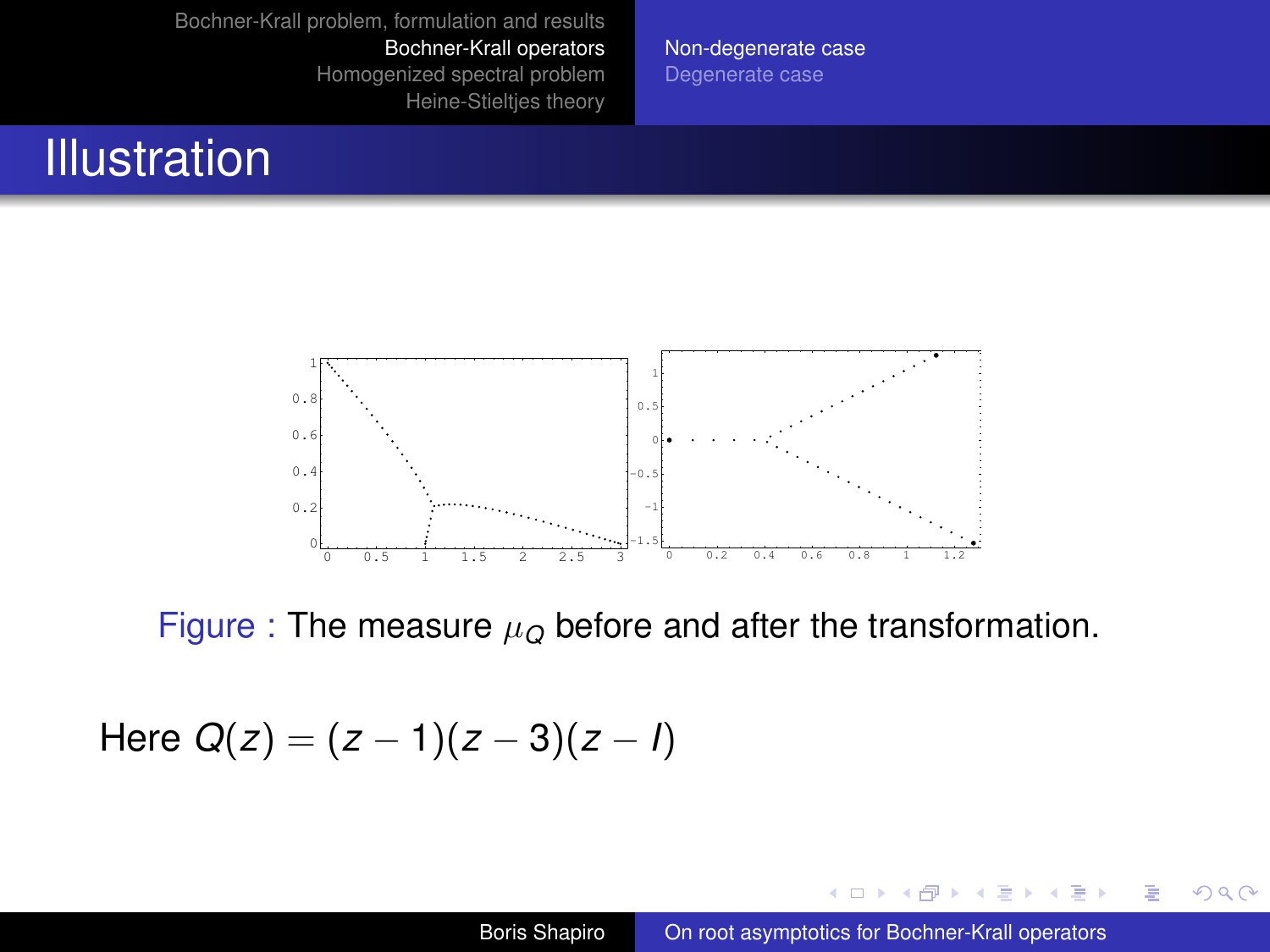# Illustration

Figure : The measure $\mu_Q$ before and after the transformation.

Here $Q(z) = (z-1)(z-3)(z-I)$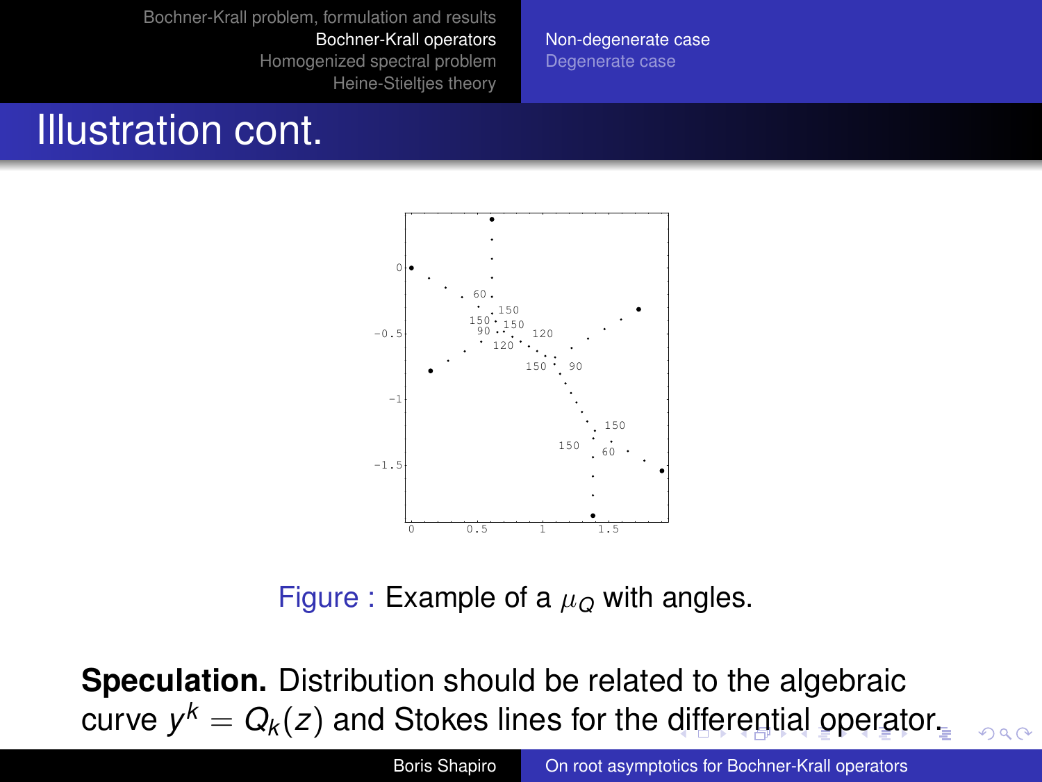# Illustration cont.

Figure : Example of a $\mu_Q$ with angles.

**Speculation.** Distribution should be related to the algebraic curve $y^k = Q_k(z)$ and Stokes lines for the differential operator.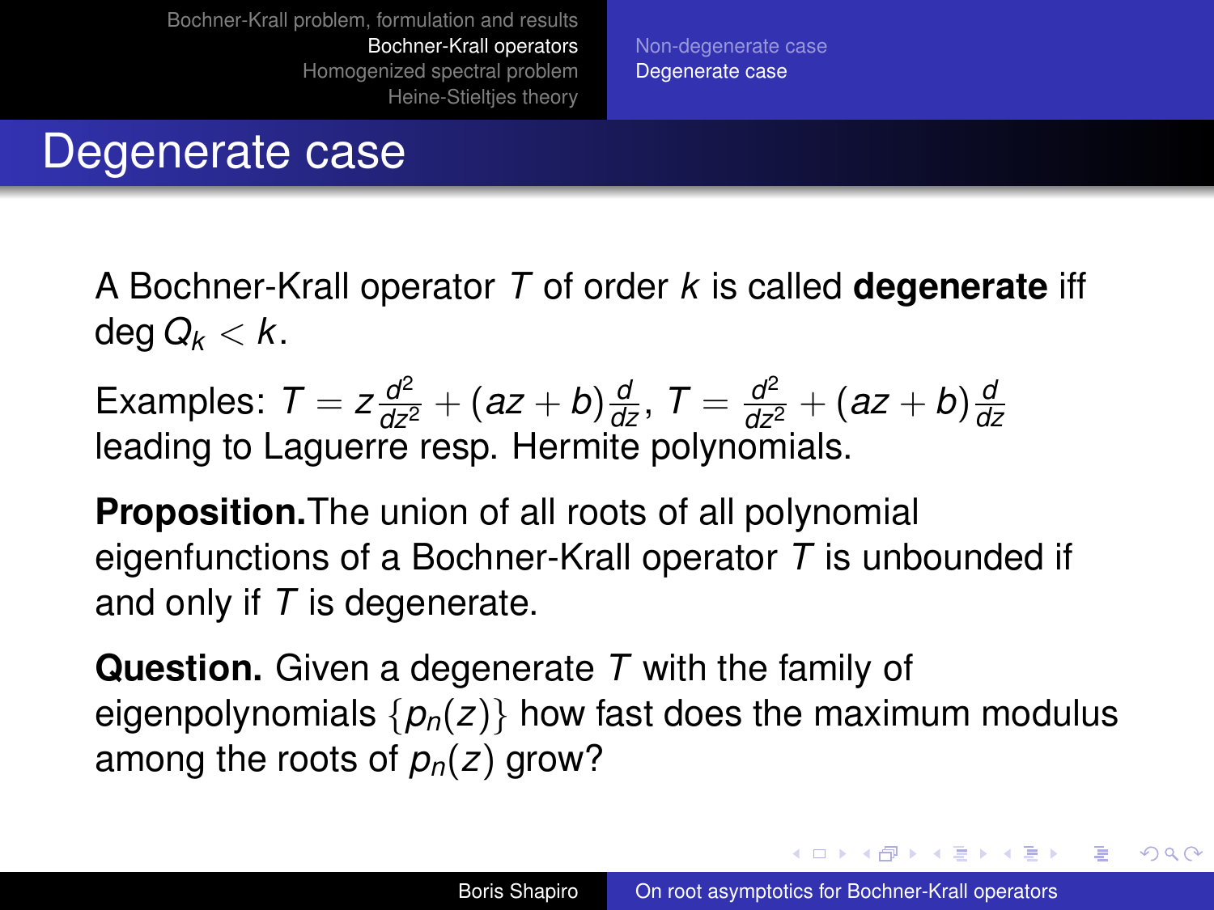# Degenerate case

A Bochner-Krall operator $T$ of order $k$ is called **degenerate** iff $\deg Q_k < k$.

Examples: $T = z\frac{d^2}{dz^2} + (az+b)\frac{d}{dz}$, $T = \frac{d^2}{dz^2} + (az+b)\frac{d}{dz}$ leading to Laguerre resp. Hermite polynomials.

**Proposition.**The union of all roots of all polynomial eigenfunctions of a Bochner-Krall operator $T$ is unbounded if and only if $T$ is degenerate.

**Question.** Given a degenerate $T$ with the family of eigenpolynomials $\{p_n(z)\}$ how fast does the maximum modulus among the roots of $p_n(z)$ grow?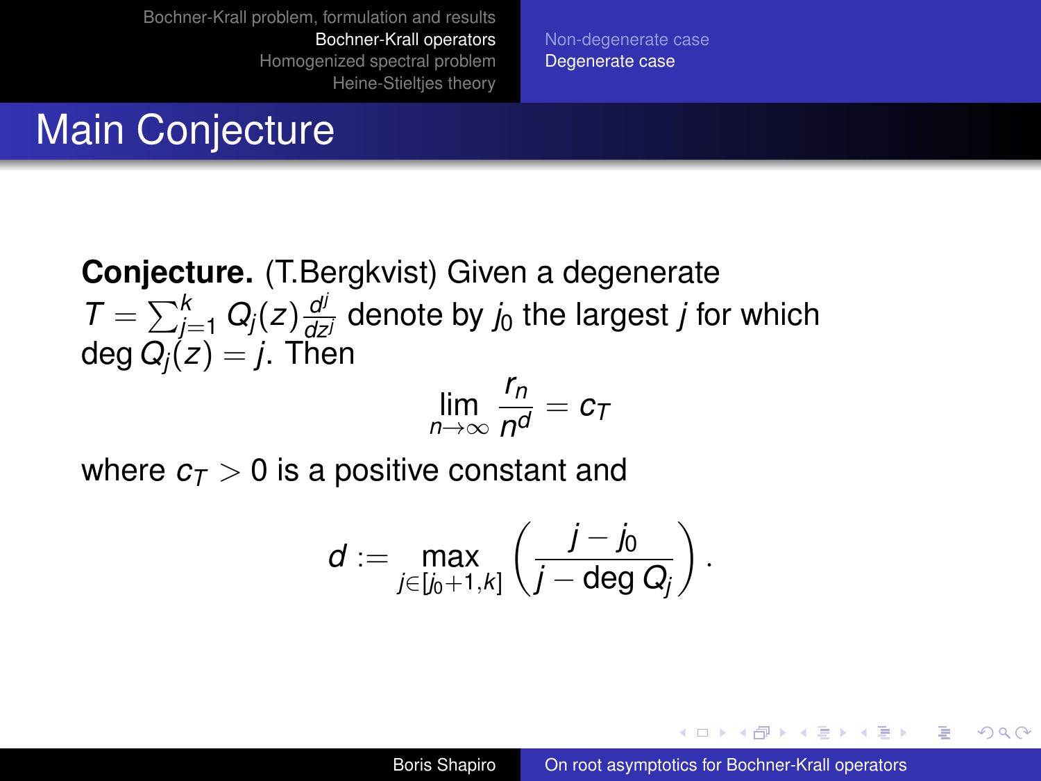# Main Conjecture

**Conjecture.** (T.Bergkvist) Given a degenerate $T = \sum_{j=1}^{k} Q_j(z)\frac{d^j}{dz^j}$ denote by $j_0$ the largest $j$ for which $\deg Q_j(z) = j$. Then

$$\lim_{n\to\infty} \frac{r_n}{n^d} = c_T$$

where $c_T > 0$ is a positive constant and

$$d := \max_{j\in[j_0+1,k]} \left( \frac{j - j_0}{j - \deg Q_j} \right).$$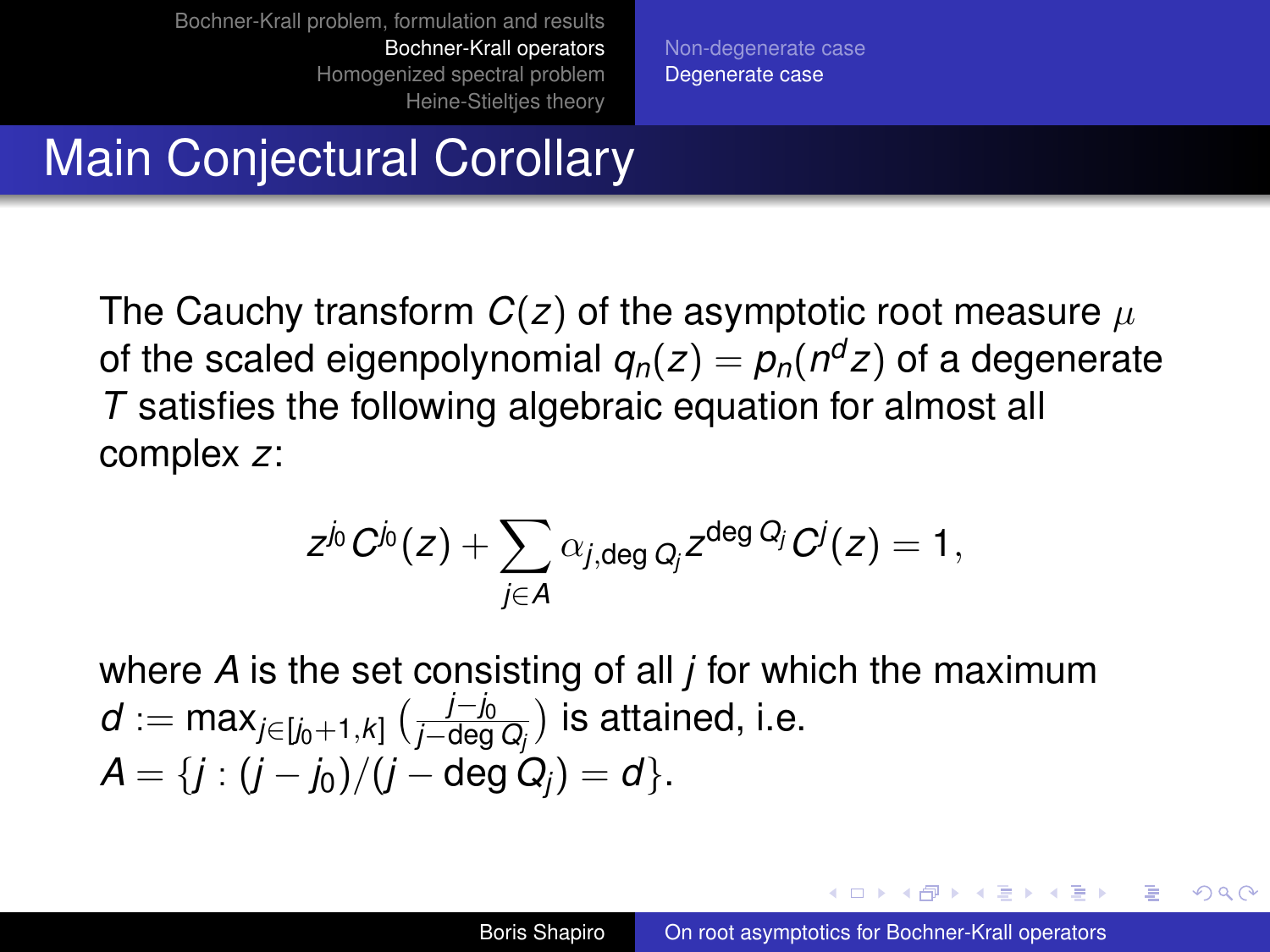# Main Conjectural Corollary

The Cauchy transform $C(z)$ of the asymptotic root measure $\mu$ of the scaled eigenpolynomial $q_n(z) = p_n(n^d z)$ of a degenerate $T$ satisfies the following algebraic equation for almost all complex $z$:

$$z^{j_0} C^{j_0}(z) + \sum_{j \in A} \alpha_{j, \deg Q_j} z^{\deg Q_j} C^j(z) = 1,$$

where $A$ is the set consisting of all $j$ for which the maximum $d := \max_{j \in [j_0+1, k]} \left( \frac{j - j_0}{j - \deg Q_j} \right)$ is attained, i.e. $A = \{ j : (j - j_0)/(j - \deg Q_j) = d \}$.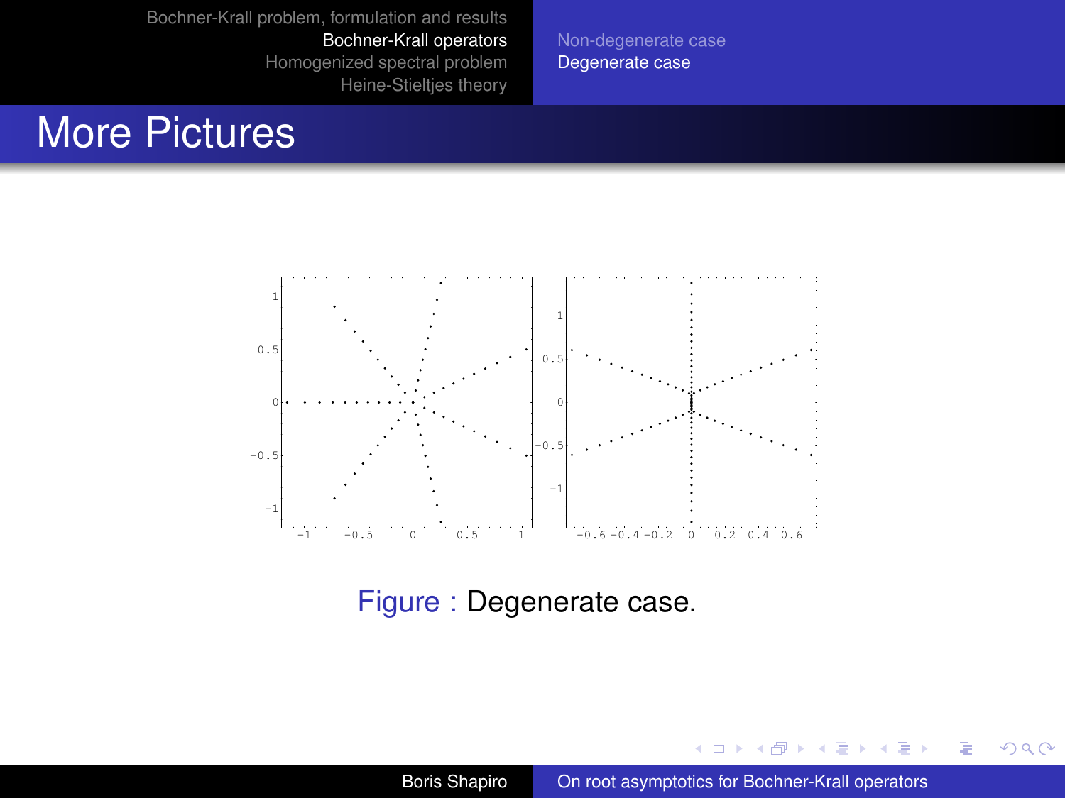# More Pictures

Figure : Degenerate case.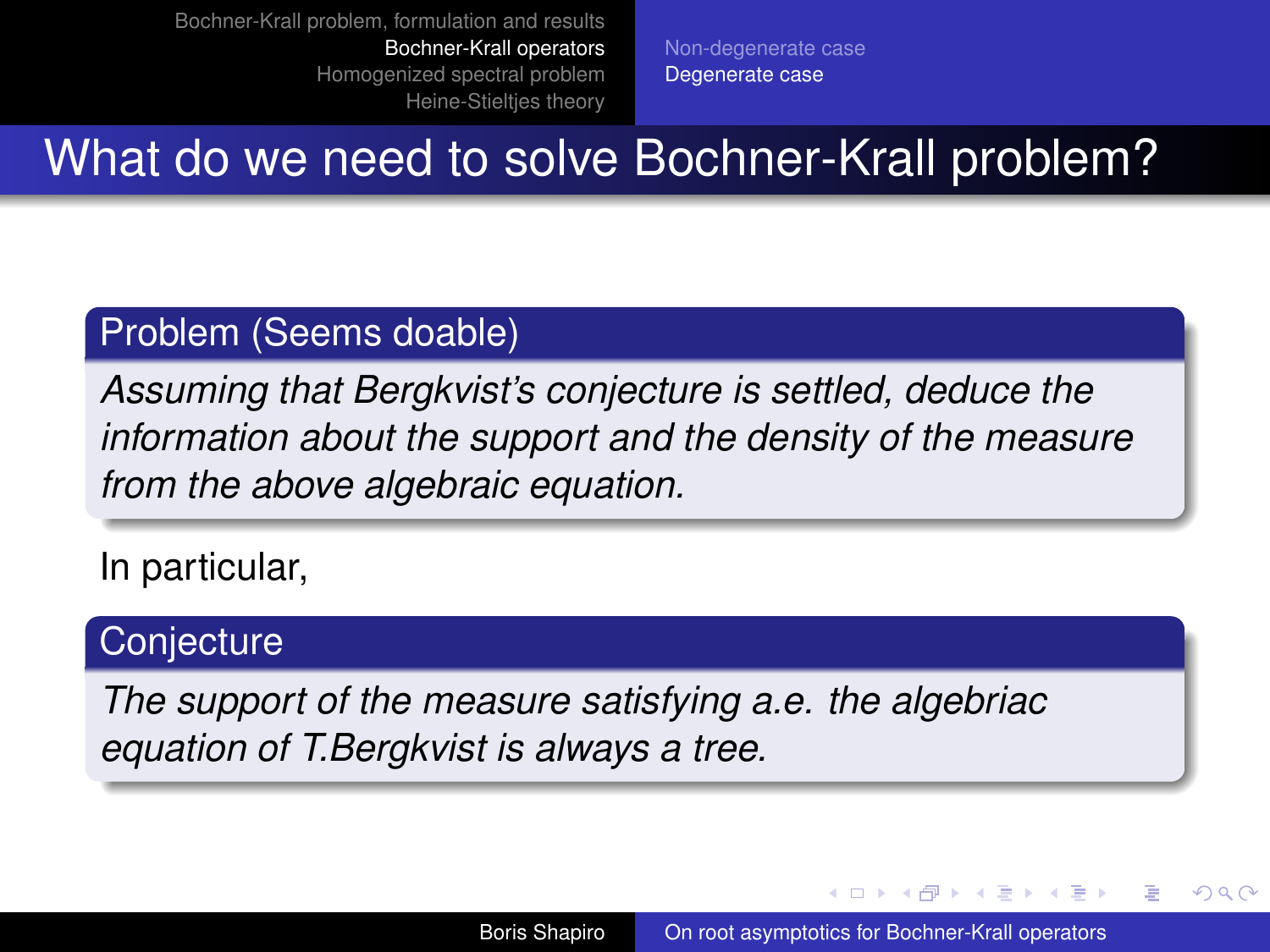# What do we need to solve Bochner-Krall problem?

**Problem (Seems doable)**

*Assuming that Bergkvist's conjecture is settled, deduce the information about the support and the density of the measure from the above algebraic equation.*

In particular,

**Conjecture**

*The support of the measure satisfying a.e. the algebriac equation of T.Bergkvist is always a tree.*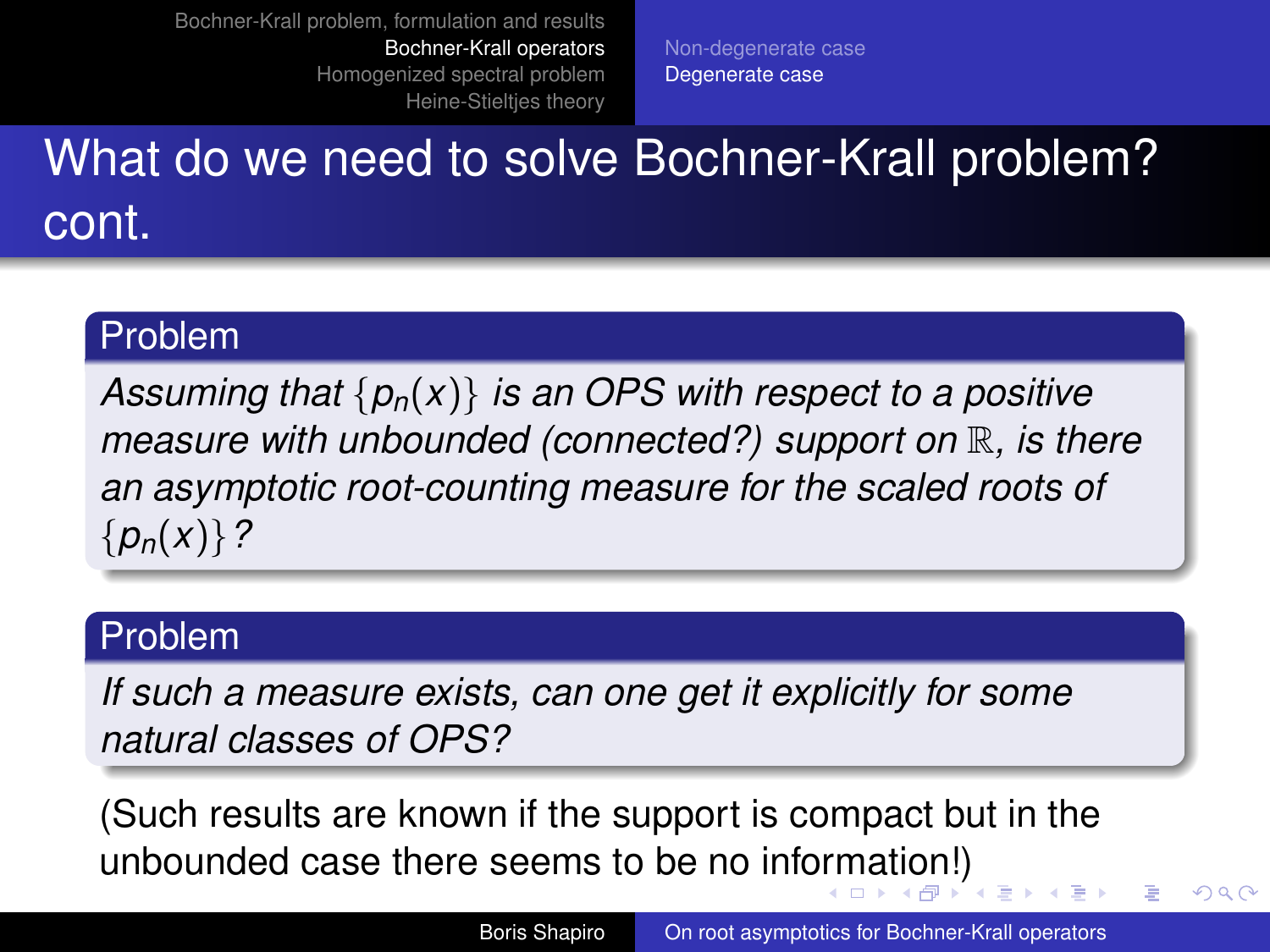# What do we need to solve Bochner-Krall problem? cont.

**Problem**

*Assuming that $\{p_n(x)\}$ is an OPS with respect to a positive measure with unbounded (connected?) support on $\mathbb{R}$, is there an asymptotic root-counting measure for the scaled roots of $\{p_n(x)\}$?*

**Problem**

*If such a measure exists, can one get it explicitly for some natural classes of OPS?*

(Such results are known if the support is compact but in the unbounded case there seems to be no information!)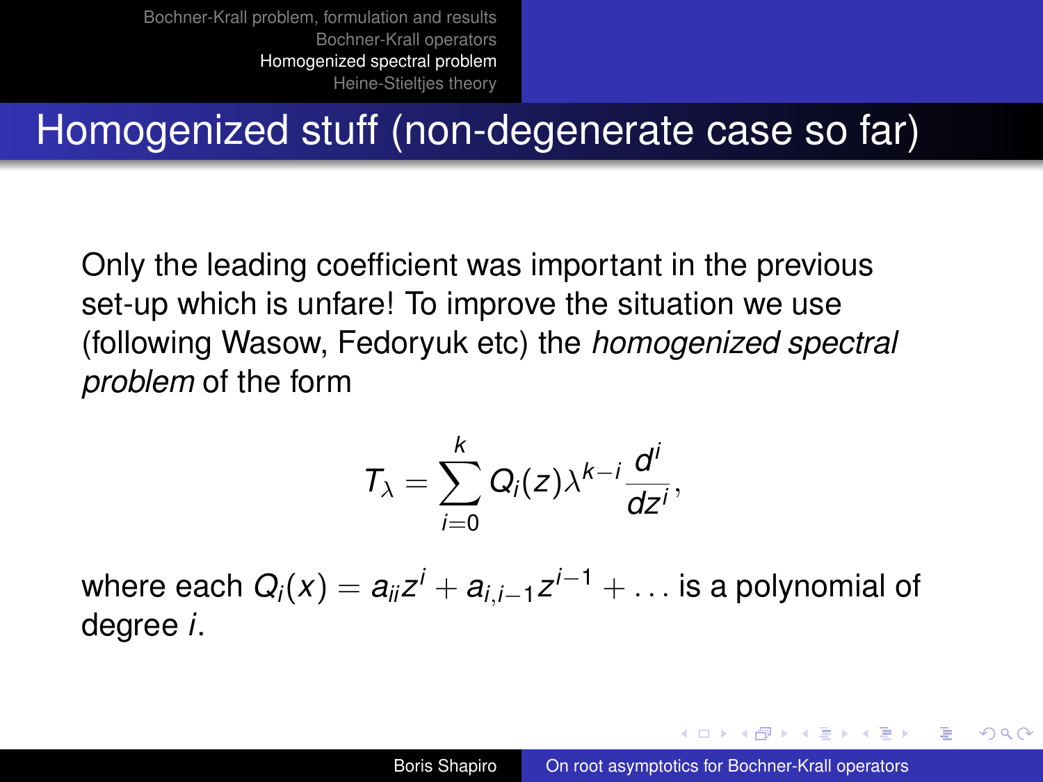# Homogenized stuff (non-degenerate case so far)

Only the leading coefficient was important in the previous set-up which is unfare! To improve the situation we use (following Wasow, Fedoryuk etc) the *homogenized spectral problem* of the form

$$T_\lambda = \sum_{i=0}^{k} Q_i(z)\lambda^{k-i}\frac{d^i}{dz^i},$$

where each $Q_i(x) = a_{ii}z^i + a_{i,i-1}z^{i-1} + \ldots$ is a polynomial of degree $i$.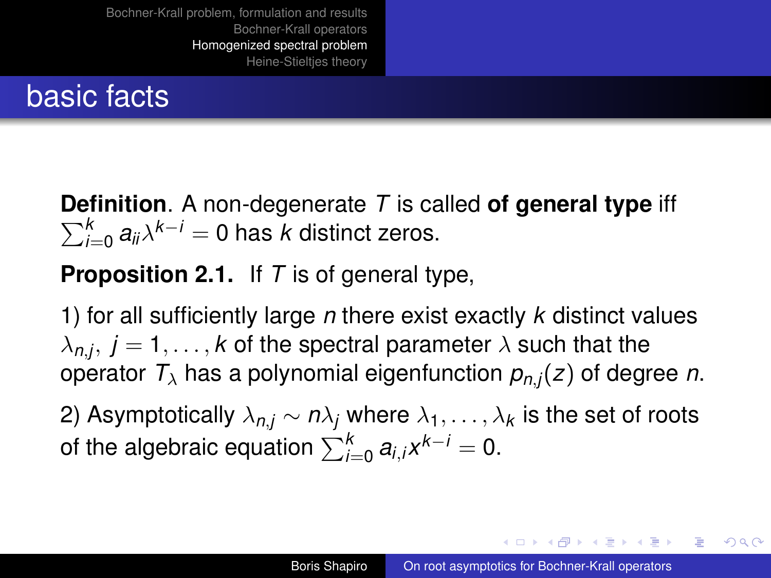## basic facts

**Definition**. A non-degenerate $T$ is called **of general type** iff $\sum_{i=0}^{k} a_{ii}\lambda^{k-i} = 0$ has $k$ distinct zeros.

**Proposition 2.1.** If $T$ is of general type,

1) for all sufficiently large $n$ there exist exactly $k$ distinct values $\lambda_{n,j},\ j = 1, \ldots, k$ of the spectral parameter $\lambda$ such that the operator $T_\lambda$ has a polynomial eigenfunction $p_{n,j}(z)$ of degree $n$.

2) Asymptotically $\lambda_{n,j} \sim n\lambda_j$ where $\lambda_1, \ldots, \lambda_k$ is the set of roots of the algebraic equation $\sum_{i=0}^{k} a_{i,i}x^{k-i} = 0$.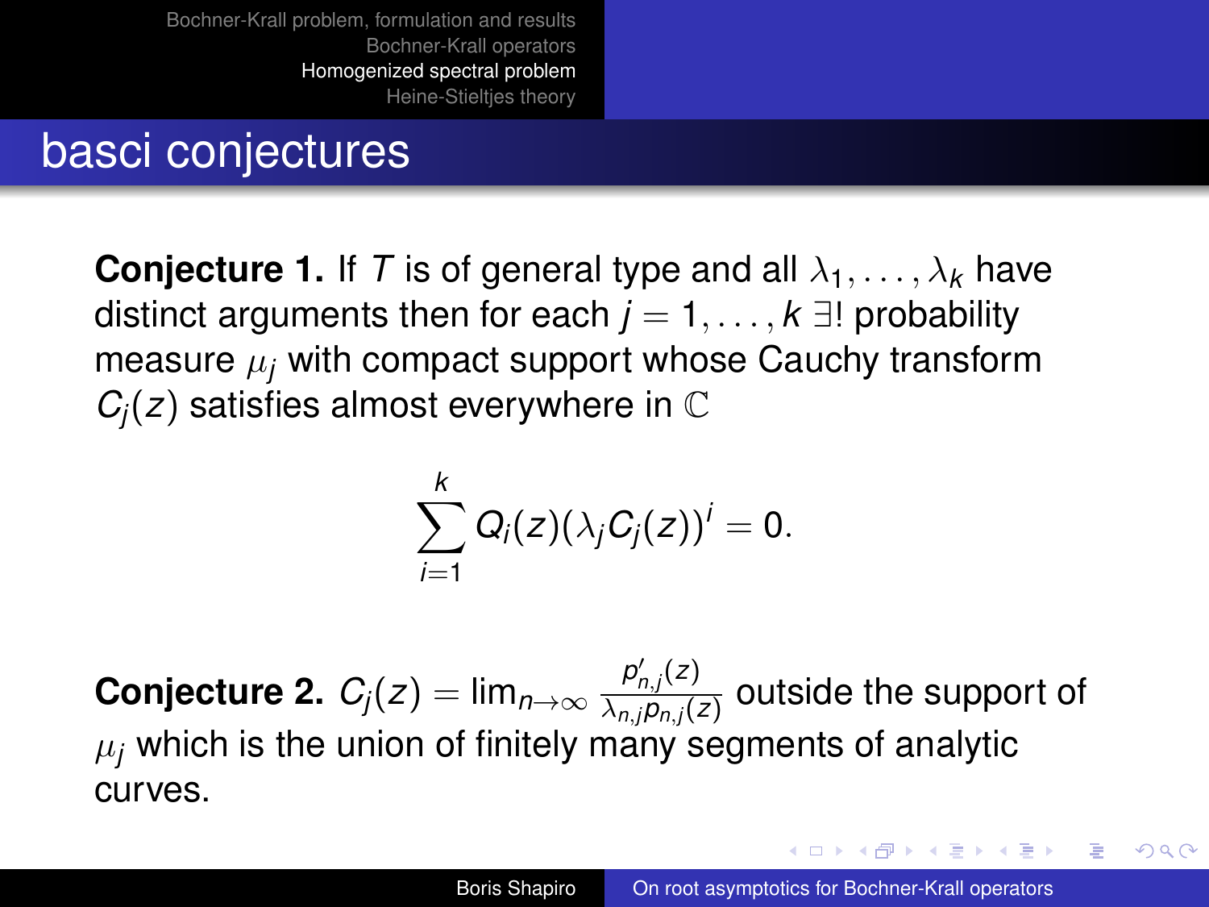## basci conjectures

**Conjecture 1.** If $T$ is of general type and all $\lambda_1, \dots, \lambda_k$ have distinct arguments then for each $j = 1, \dots, k$ $\exists!$ probability measure $\mu_j$ with compact support whose Cauchy transform $C_j(z)$ satisfies almost everywhere in $\mathbb{C}$

$$\sum_{i=1}^{k} Q_i(z)(\lambda_j C_j(z))^i = 0.$$

**Conjecture 2.** $C_j(z) = \lim_{n\to\infty} \frac{p'_{n,j}(z)}{\lambda_{n,j} p_{n,j}(z)}$ outside the support of $\mu_j$ which is the union of finitely many segments of analytic curves.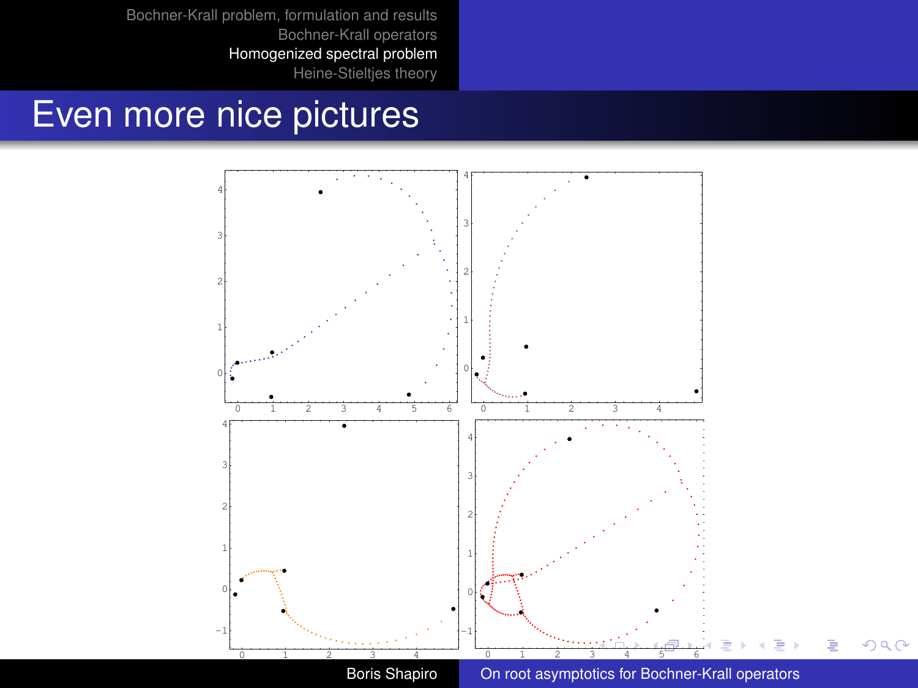# Even more nice pictures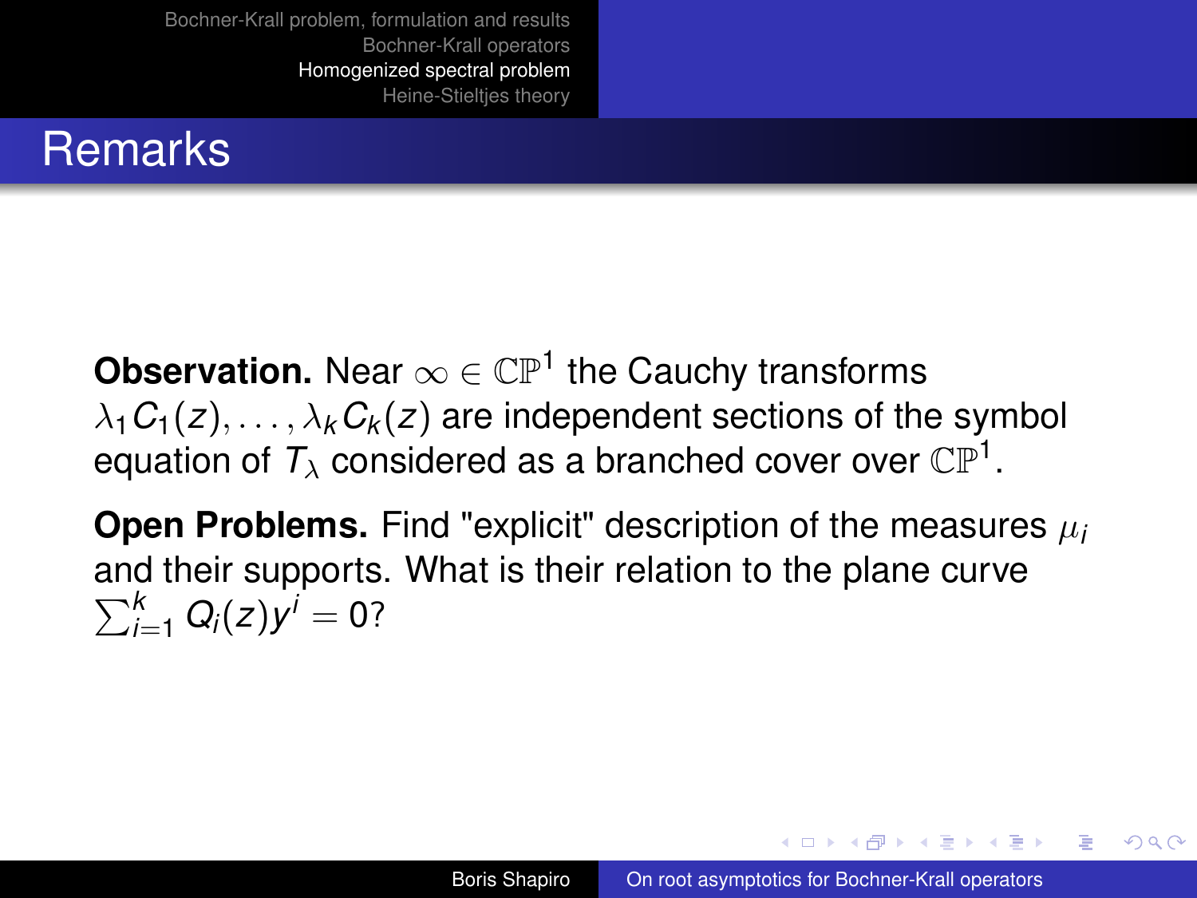## Remarks

**Observation.** Near $\infty \in \mathbb{CP}^1$ the Cauchy transforms $\lambda_1 C_1(z), \dots, \lambda_k C_k(z)$ are independent sections of the symbol equation of $T_\lambda$ considered as a branched cover over $\mathbb{CP}^1$.

**Open Problems.** Find "explicit" description of the measures $\mu_i$ and their supports. What is their relation to the plane curve $\sum_{i=1}^k Q_i(z) y^i = 0$?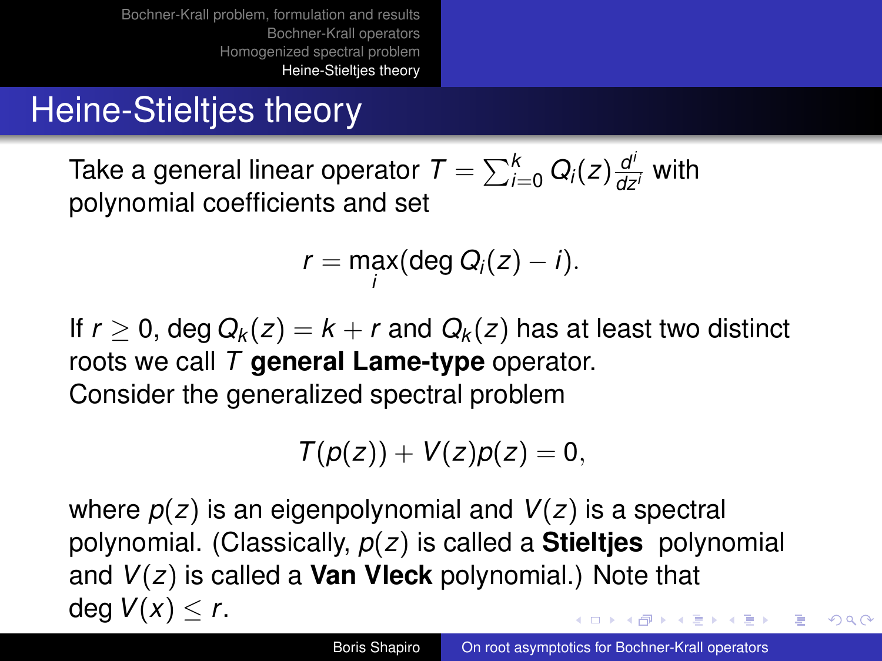# Heine-Stieltjes theory

Take a general linear operator $T = \sum_{i=0}^{k} Q_i(z) \frac{d^i}{dz^i}$ with polynomial coefficients and set

$$r = \max_i (\deg Q_i(z) - i).$$

If $r \geq 0$, $\deg Q_k(z) = k + r$ and $Q_k(z)$ has at least two distinct roots we call $T$ **general Lame-type** operator.
Consider the generalized spectral problem

$$T(p(z)) + V(z)p(z) = 0,$$

where $p(z)$ is an eigenpolynomial and $V(z)$ is a spectral polynomial. (Classically, $p(z)$ is called a **Stieltjes** polynomial and $V(z)$ is called a **Van Vleck** polynomial.) Note that $\deg V(x) \leq r$.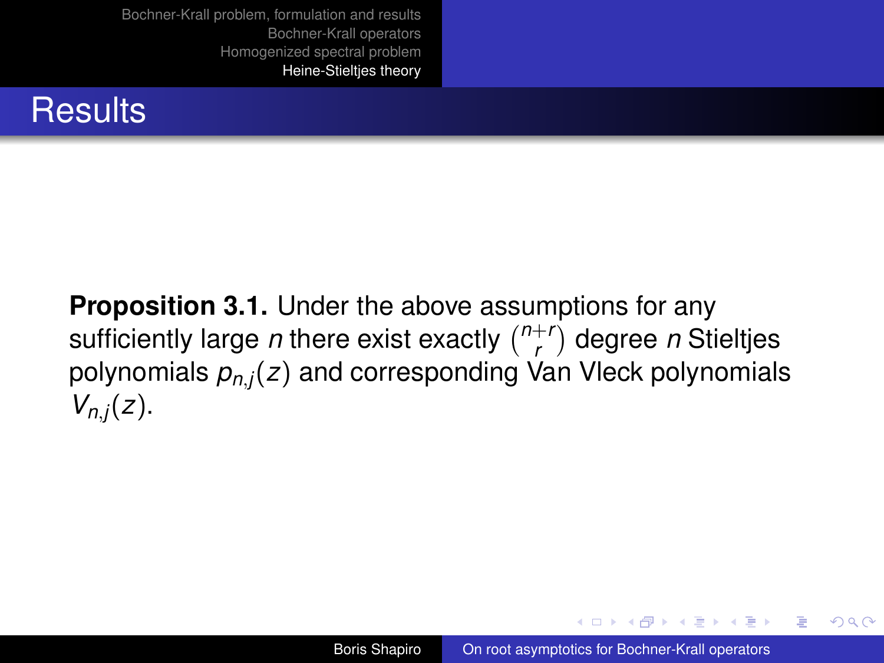# Results

**Proposition 3.1.** Under the above assumptions for any sufficiently large $n$ there exist exactly $\binom{n+r}{r}$ degree $n$ Stieltjes polynomials $p_{n,j}(z)$ and corresponding Van Vleck polynomials $V_{n,j}(z)$.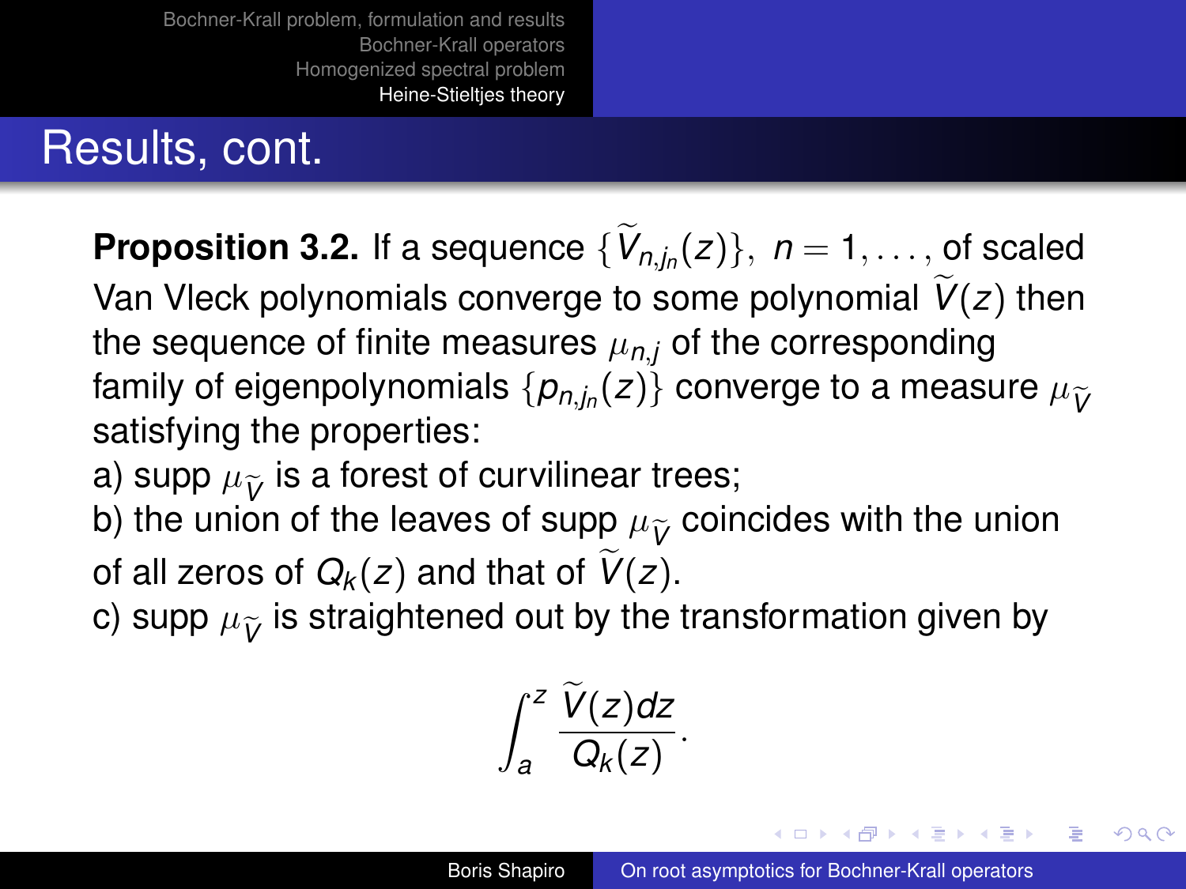## Results, cont.

**Proposition 3.2.** If a sequence $\{\widetilde{V}_{n,j_n}(z)\},\ n = 1, \dots,$ of scaled Van Vleck polynomials converge to some polynomial $\widetilde{V}(z)$ then the sequence of finite measures $\mu_{n,j}$ of the corresponding family of eigenpolynomials $\{p_{n,j_n}(z)\}$ converge to a measure $\mu_{\widetilde{V}}$ satisfying the properties:

a) supp $\mu_{\widetilde{V}}$ is a forest of curvilinear trees;

b) the union of the leaves of supp $\mu_{\widetilde{V}}$ coincides with the union of all zeros of $Q_k(z)$ and that of $\widetilde{V}(z)$.

c) supp $\mu_{\widetilde{V}}$ is straightened out by the transformation given by

$$\int_a^z \frac{\widetilde{V}(z)dz}{Q_k(z)}.$$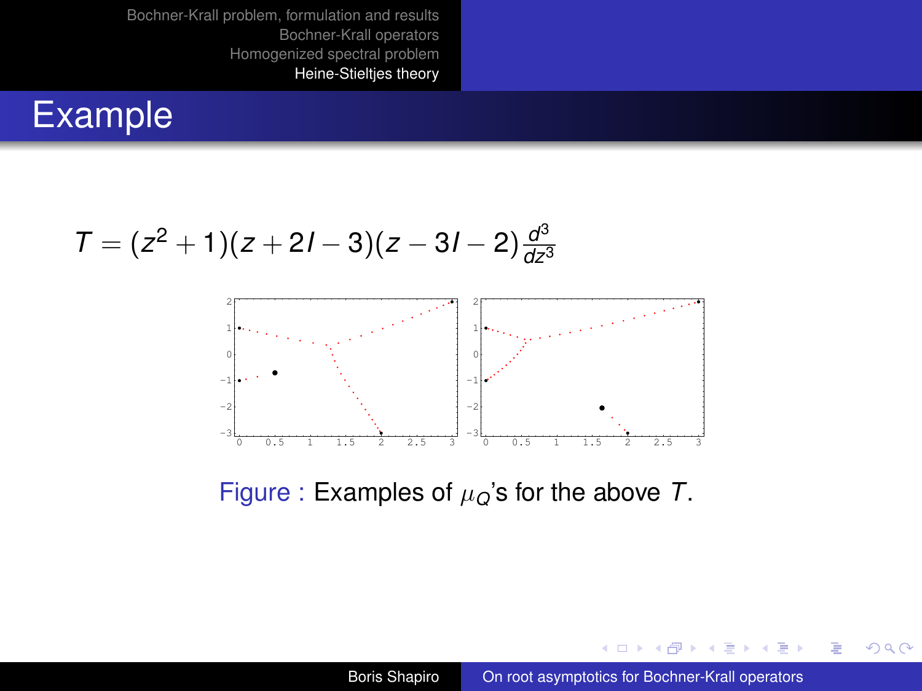## Example

$$T = (z^2 + 1)(z + 2I - 3)(z - 3I - 2)\frac{d^3}{dz^3}$$

Figure : Examples of $\mu_Q$'s for the above $T$.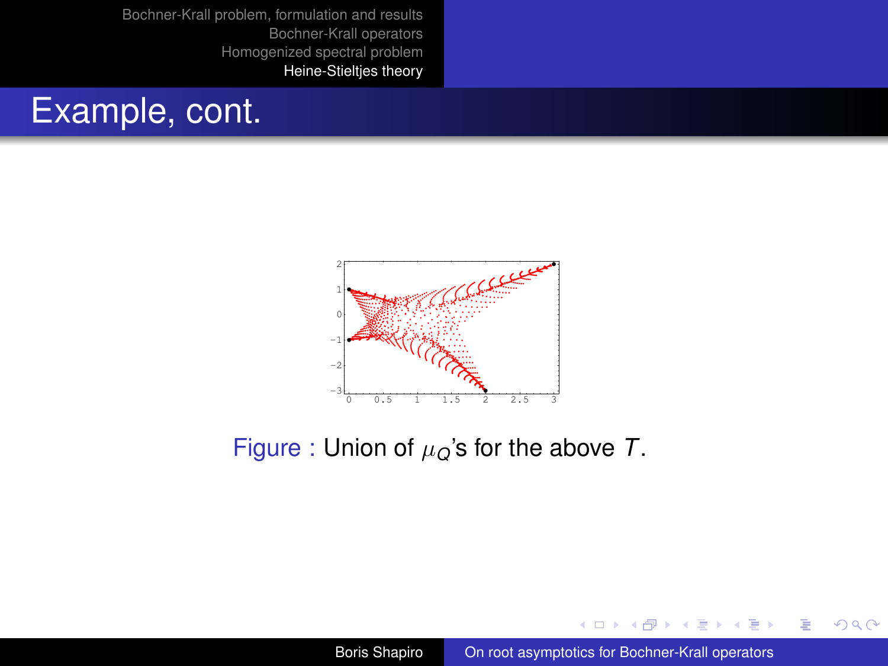# Example, cont.

Figure : Union of $\mu_Q$'s for the above $T$.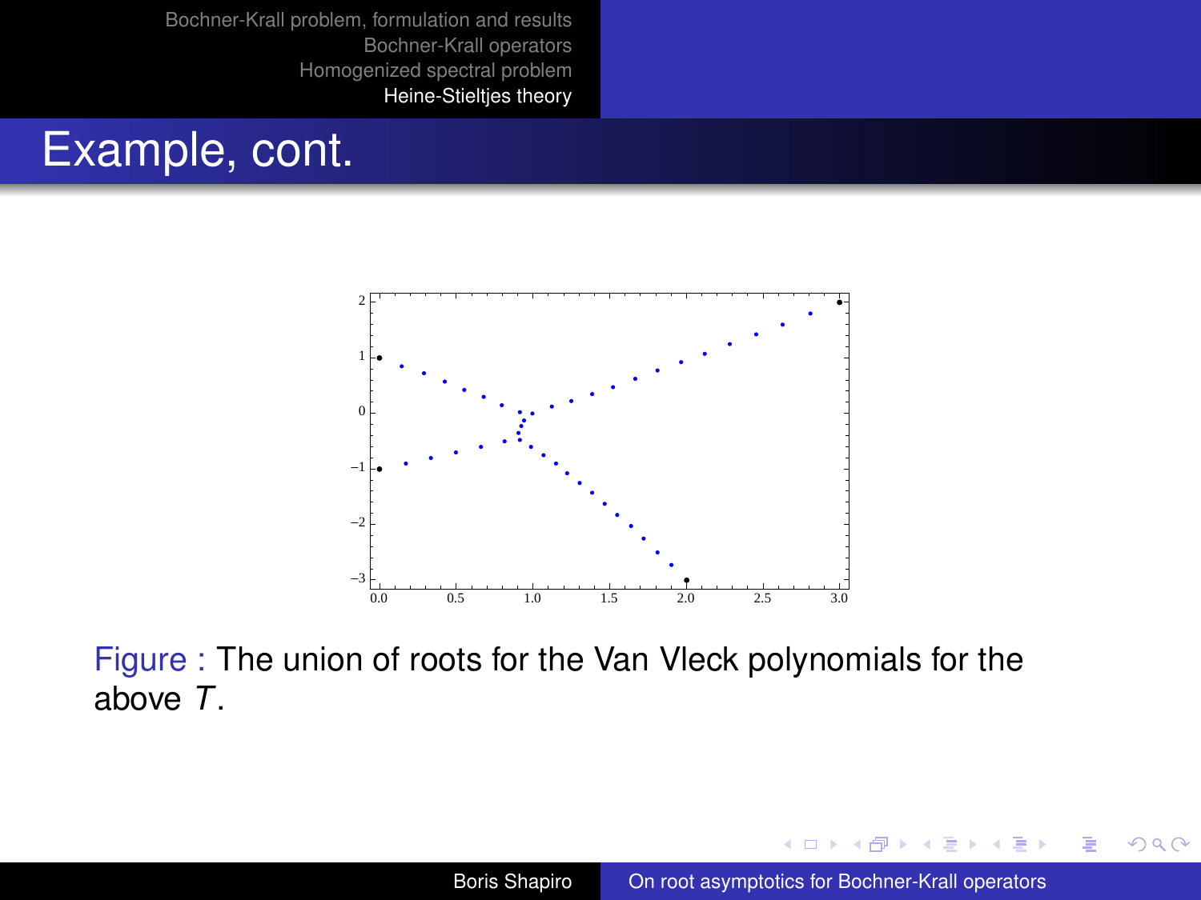## Example, cont.

Figure : The union of roots for the Van Vleck polynomials for the above $T$.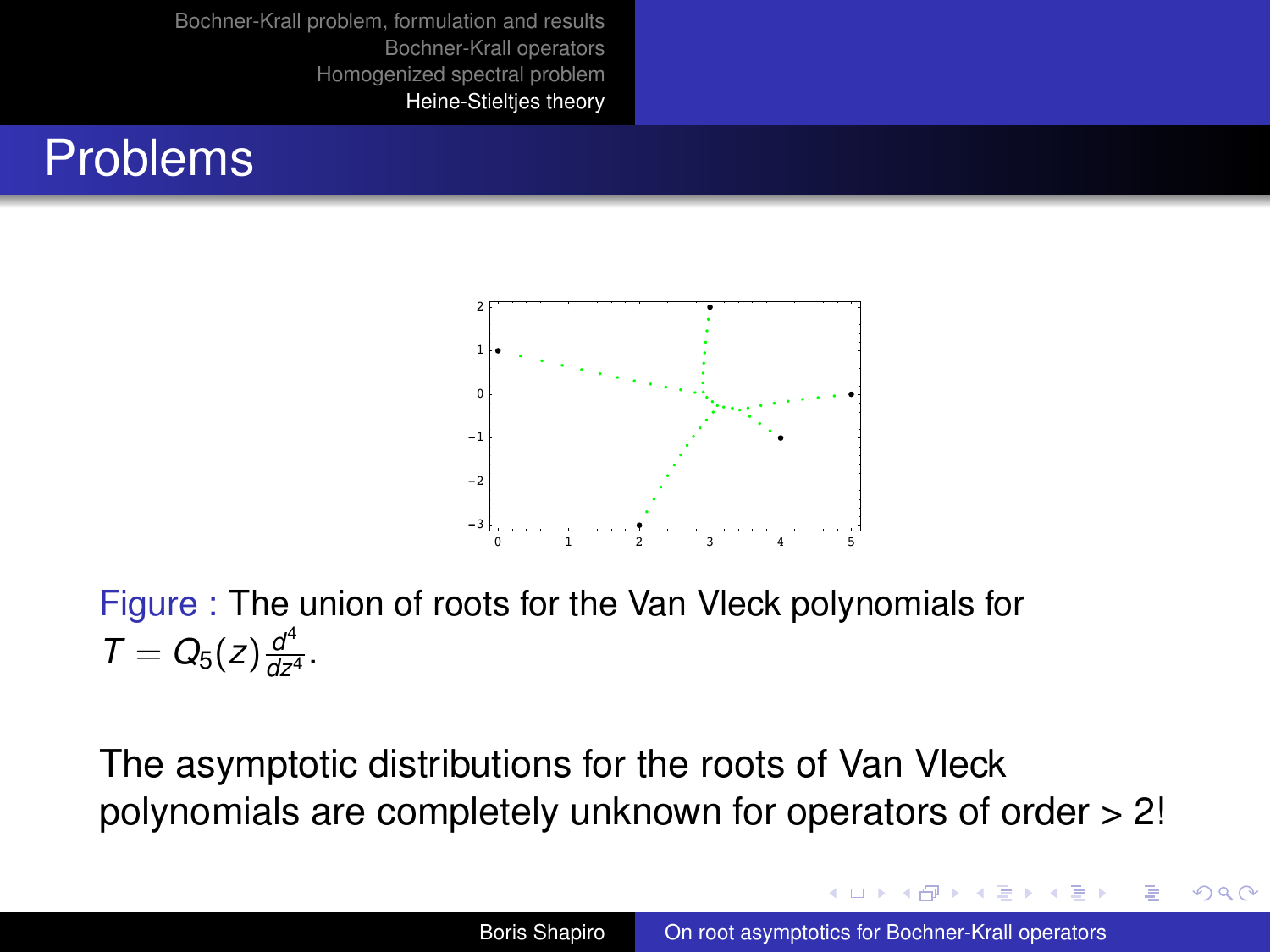# Problems

Figure : The union of roots for the Van Vleck polynomials for $T = Q_5(z)\frac{d^4}{dz^4}$.

The asymptotic distributions for the roots of Van Vleck polynomials are completely unknown for operators of order > 2!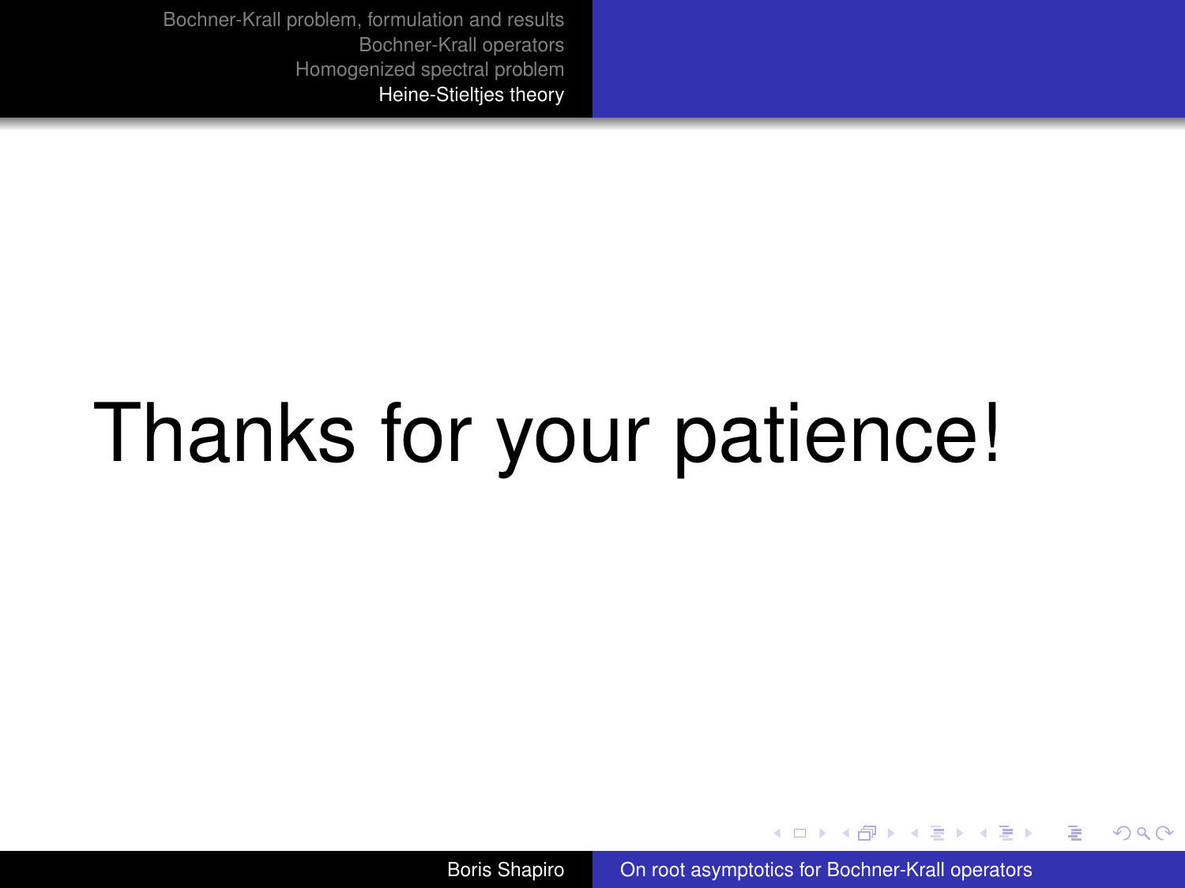# Thanks for your patience!